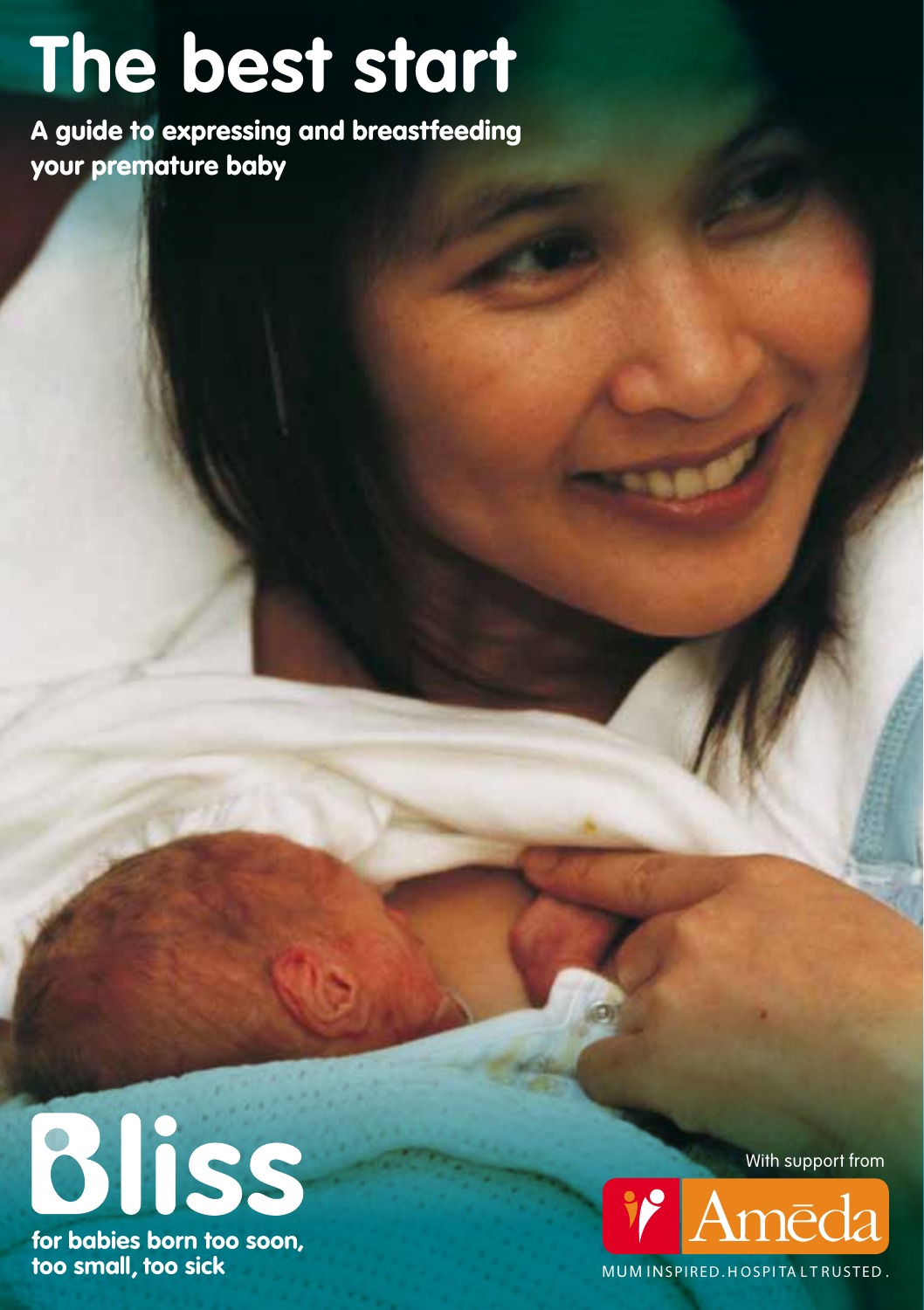# The best start

**A guide to expressing and breastfeeding your premature baby**

**Bliss**

**for babies born too soon, too small, too sick**

With support from

Amēda

MUM INSPIRED. HOSPITAL TRUSTED.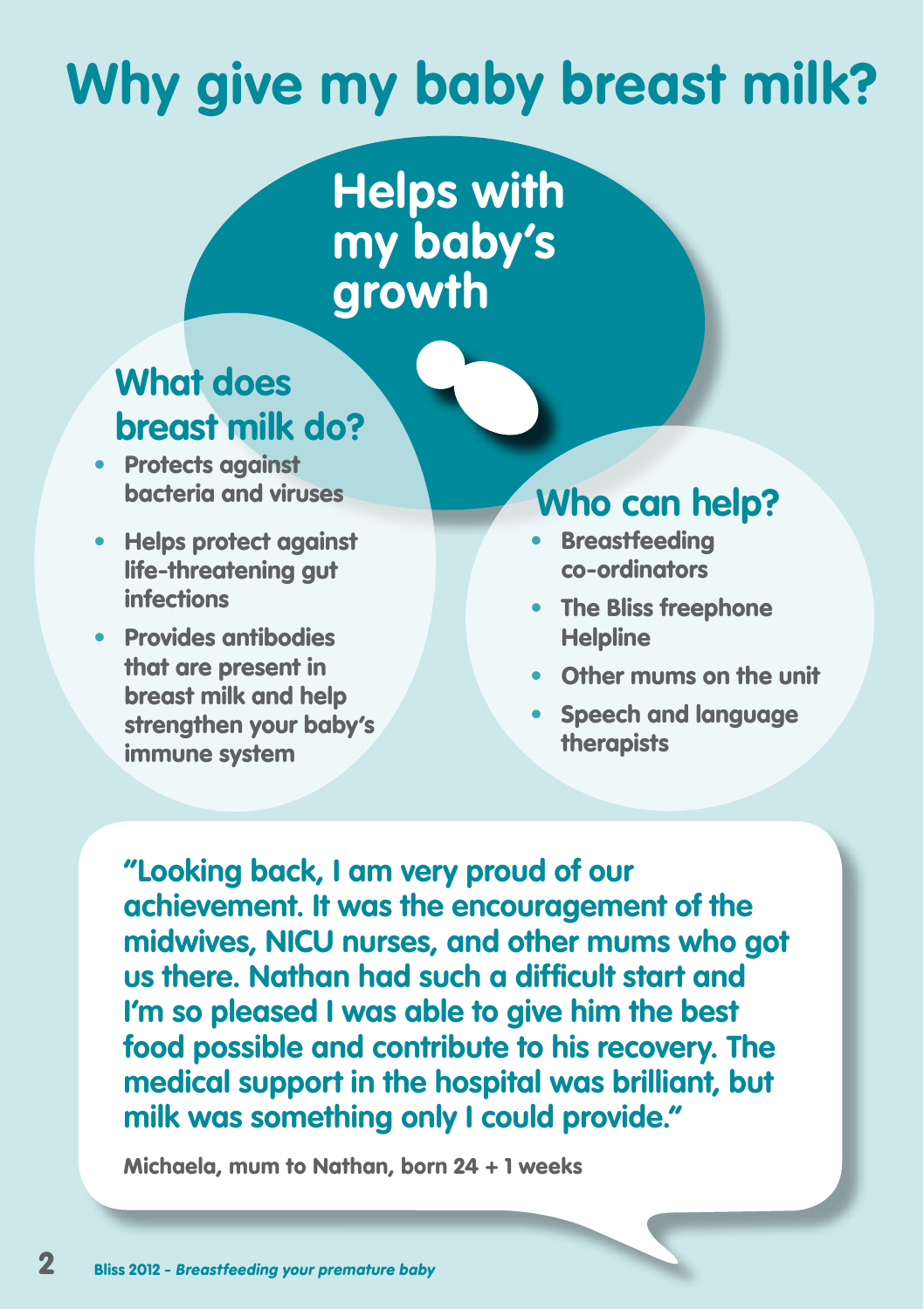# Why give my baby breast milk?

## Helps with my baby's growth

### What does breast milk do?

- Protects against bacteria and viruses
- Helps protect against life-threatening gut infections
- Provides antibodies that are present in breast milk and help strengthen your baby's immune system

### Who can help?

- Breastfeeding co-ordinators
- The Bliss freephone Helpline
- Other mums on the unit
- Speech and language therapists

**"Looking back, I am very proud of our achievement. It was the encouragement of the midwives, NICU nurses, and other mums who got us there. Nathan had such a difficult start and I'm so pleased I was able to give him the best food possible and contribute to his recovery. The medical support in the hospital was brilliant, but milk was something only I could provide."**

Michaela, mum to Nathan, born 24 + 1 weeks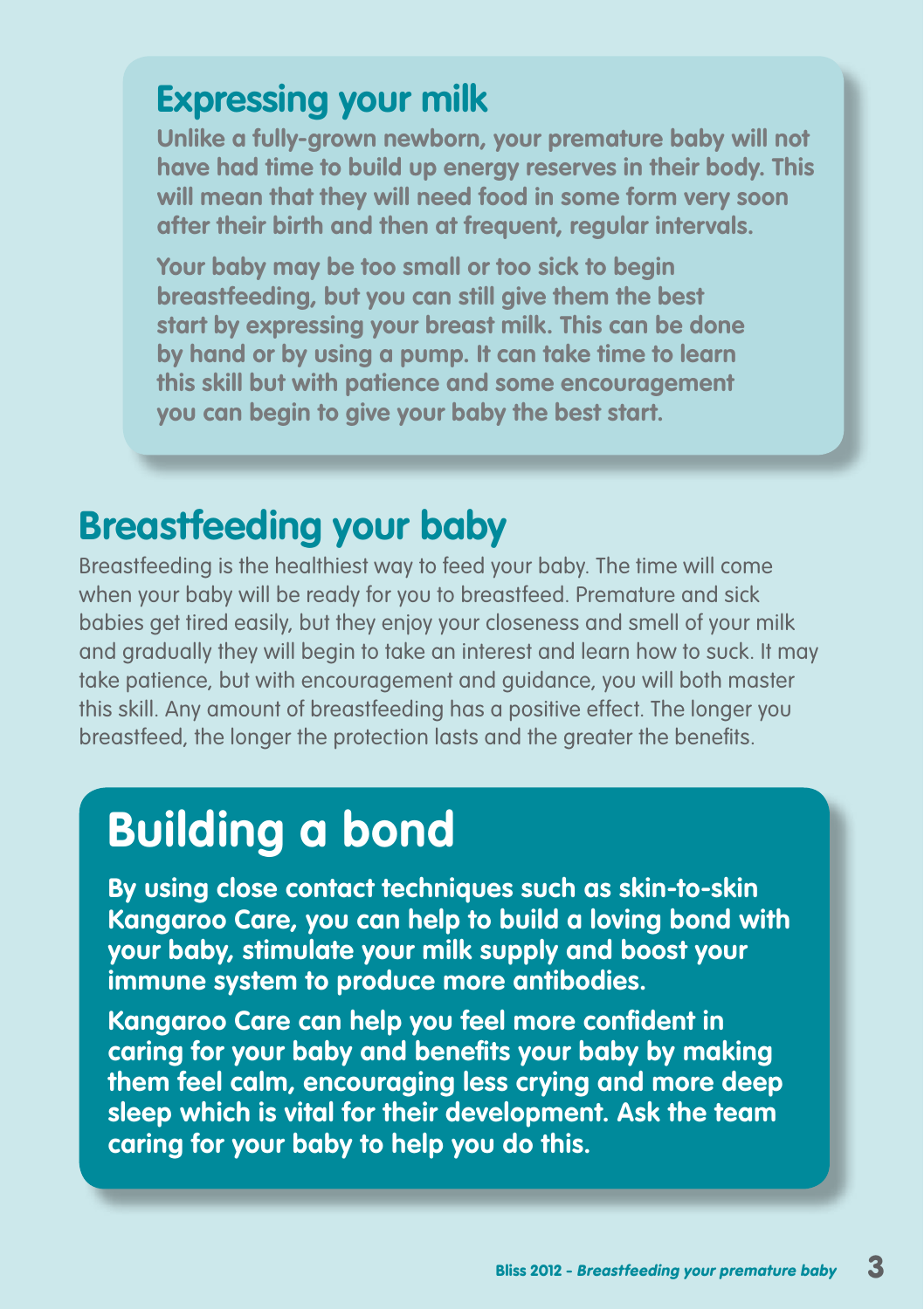## Expressing your milk

**Unlike a fully-grown newborn, your premature baby will not have had time to build up energy reserves in their body. This will mean that they will need food in some form very soon after their birth and then at frequent, regular intervals.**

**Your baby may be too small or too sick to begin breastfeeding, but you can still give them the best start by expressing your breast milk. This can be done by hand or by using a pump. It can take time to learn this skill but with patience and some encouragement you can begin to give your baby the best start.**

## Breastfeeding your baby

Breastfeeding is the healthiest way to feed your baby. The time will come when your baby will be ready for you to breastfeed. Premature and sick babies get tired easily, but they enjoy your closeness and smell of your milk and gradually they will begin to take an interest and learn how to suck. It may take patience, but with encouragement and guidance, you will both master this skill. Any amount of breastfeeding has a positive effect. The longer you breastfeed, the longer the protection lasts and the greater the benefits.

# Building a bond

**By using close contact techniques such as skin-to-skin Kangaroo Care, you can help to build a loving bond with your baby, stimulate your milk supply and boost your immune system to produce more antibodies.**

**Kangaroo Care can help you feel more confident in caring for your baby and benefits your baby by making them feel calm, encouraging less crying and more deep sleep which is vital for their development. Ask the team caring for your baby to help you do this.**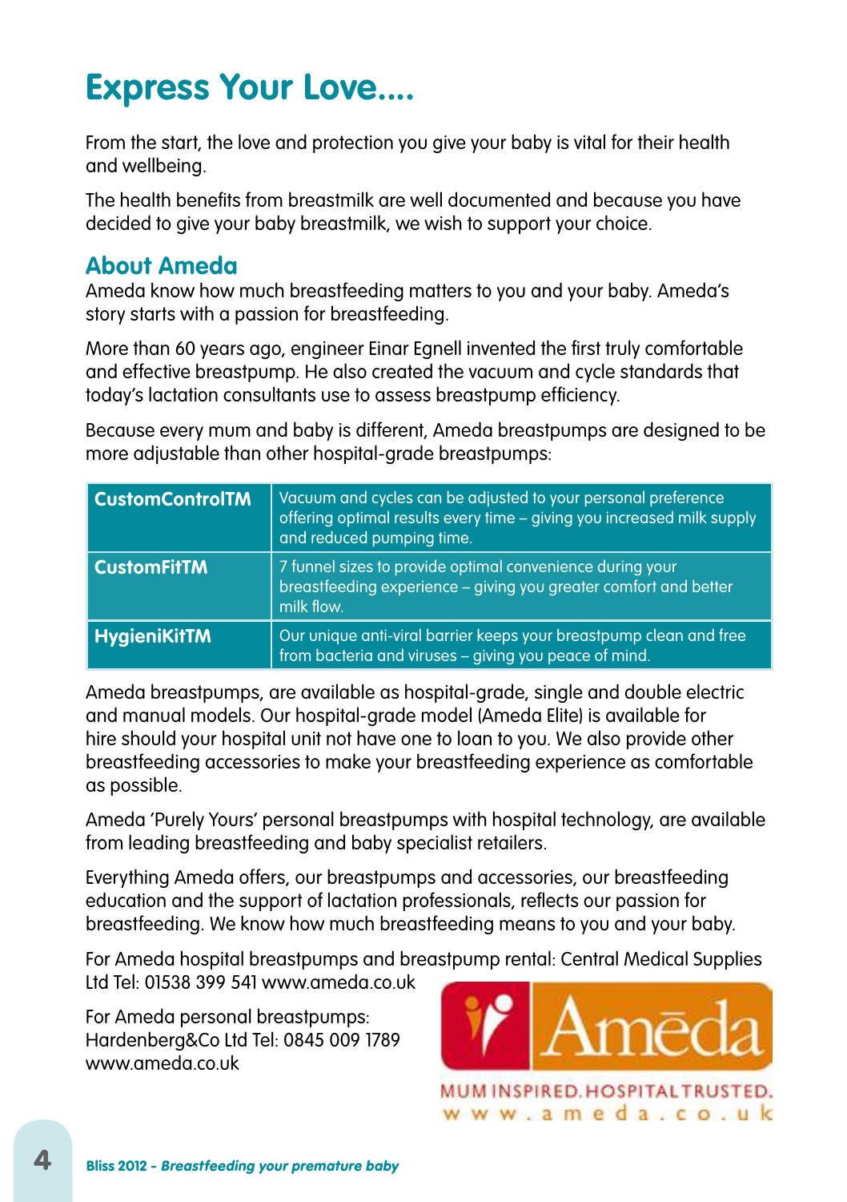# Express Your Love....

From the start, the love and protection you give your baby is vital for their health and wellbeing.

The health benefits from breastmilk are well documented and because you have decided to give your baby breastmilk, we wish to support your choice.

## About Ameda

Ameda know how much breastfeeding matters to you and your baby. Ameda's story starts with a passion for breastfeeding.

More than 60 years ago, engineer Einar Egnell invented the first truly comfortable and effective breastpump. He also created the vacuum and cycle standards that today's lactation consultants use to assess breastpump efficiency.

Because every mum and baby is different, Ameda breastpumps are designed to be more adjustable than other hospital-grade breastpumps:

| | |
|---|---|
| **CustomControlTM** | Vacuum and cycles can be adjusted to your personal preference offering optimal results every time – giving you increased milk supply and reduced pumping time. |
| **CustomFitTM** | 7 funnel sizes to provide optimal convenience during your breastfeeding experience – giving you greater comfort and better milk flow. |
| **HygieniKitTM** | Our unique anti-viral barrier keeps your breastpump clean and free from bacteria and viruses – giving you peace of mind. |

Ameda breastpumps, are available as hospital-grade, single and double electric and manual models. Our hospital-grade model (Ameda Elite) is available for hire should your hospital unit not have one to loan to you. We also provide other breastfeeding accessories to make your breastfeeding experience as comfortable as possible.

Ameda 'Purely Yours' personal breastpumps with hospital technology, are available from leading breastfeeding and baby specialist retailers.

Everything Ameda offers, our breastpumps and accessories, our breastfeeding education and the support of lactation professionals, reflects our passion for breastfeeding. We know how much breastfeeding means to you and your baby.

For Ameda hospital breastpumps and breastpump rental: Central Medical Supplies Ltd Tel: 01538 399 541 www.ameda.co.uk

For Ameda personal breastpumps: Hardenberg&Co Ltd Tel: 0845 009 1789 www.ameda.co.uk

Amēda

MUM INSPIRED. HOSPITAL TRUSTED.
www.ameda.co.uk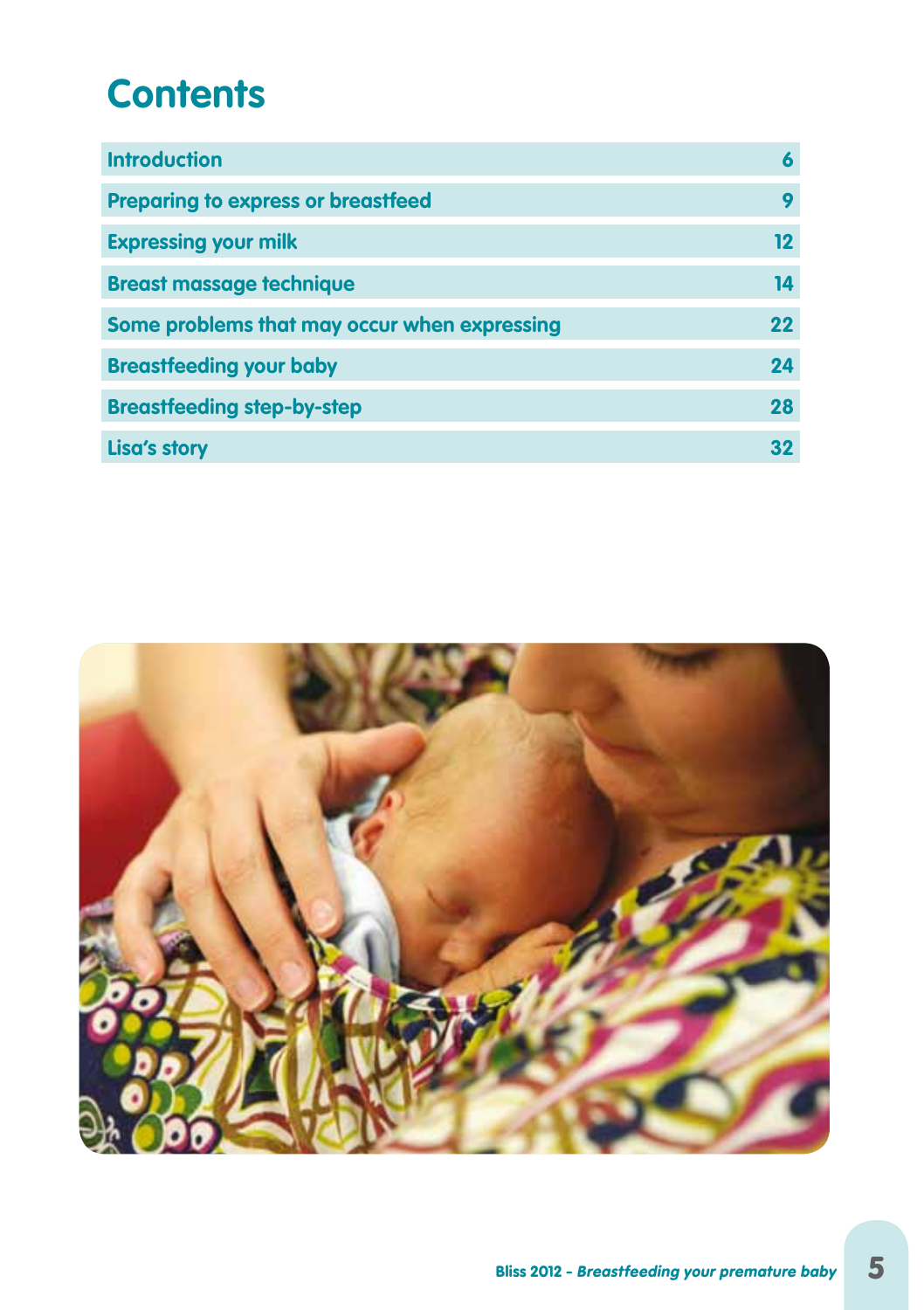# Contents

| | |
|---|---|
| Introduction | 6 |
| Preparing to express or breastfeed | 9 |
| Expressing your milk | 12 |
| Breast massage technique | 14 |
| Some problems that may occur when expressing | 22 |
| Breastfeeding your baby | 24 |
| Breastfeeding step-by-step | 28 |
| Lisa's story | 32 |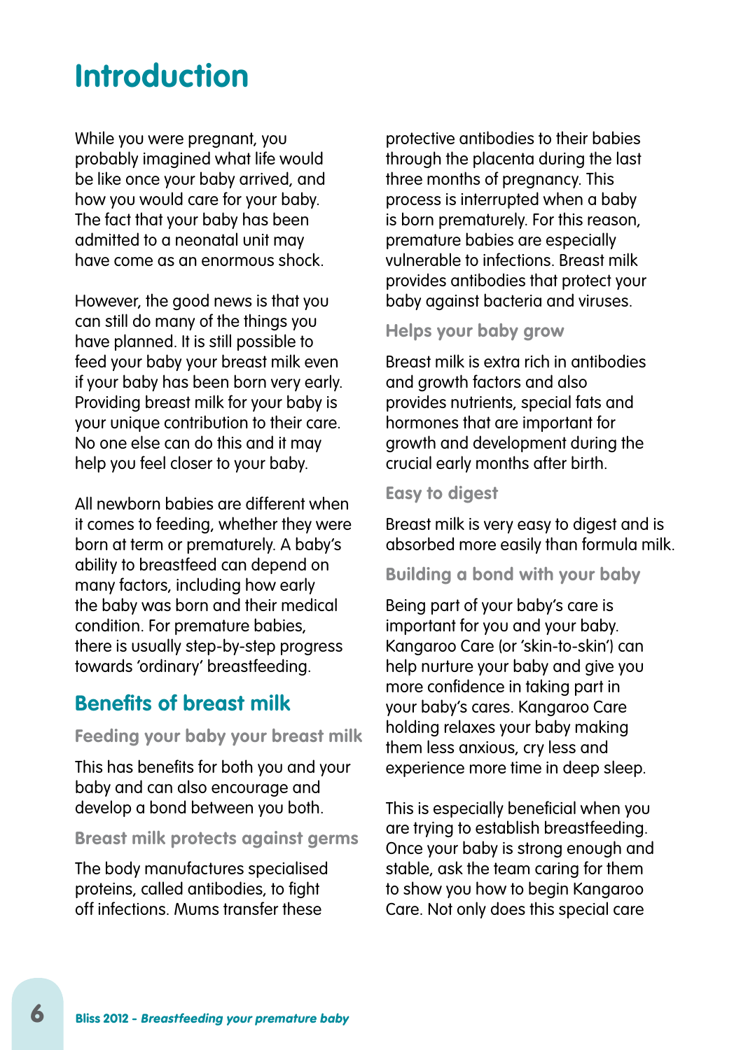# Introduction

While you were pregnant, you probably imagined what life would be like once your baby arrived, and how you would care for your baby. The fact that your baby has been admitted to a neonatal unit may have come as an enormous shock.

However, the good news is that you can still do many of the things you have planned. It is still possible to feed your baby your breast milk even if your baby has been born very early. Providing breast milk for your baby is your unique contribution to their care. No one else can do this and it may help you feel closer to your baby.

All newborn babies are different when it comes to feeding, whether they were born at term or prematurely. A baby's ability to breastfeed can depend on many factors, including how early the baby was born and their medical condition. For premature babies, there is usually step-by-step progress towards 'ordinary' breastfeeding.

## Benefits of breast milk

### Feeding your baby your breast milk

This has benefits for both you and your baby and can also encourage and develop a bond between you both.

### Breast milk protects against germs

The body manufactures specialised proteins, called antibodies, to fight off infections. Mums transfer these protective antibodies to their babies through the placenta during the last three months of pregnancy. This process is interrupted when a baby is born prematurely. For this reason, premature babies are especially vulnerable to infections. Breast milk provides antibodies that protect your baby against bacteria and viruses.

### Helps your baby grow

Breast milk is extra rich in antibodies and growth factors and also provides nutrients, special fats and hormones that are important for growth and development during the crucial early months after birth.

### Easy to digest

Breast milk is very easy to digest and is absorbed more easily than formula milk.

### Building a bond with your baby

Being part of your baby's care is important for you and your baby. Kangaroo Care (or 'skin-to-skin') can help nurture your baby and give you more confidence in taking part in your baby's cares. Kangaroo Care holding relaxes your baby making them less anxious, cry less and experience more time in deep sleep.

This is especially beneficial when you are trying to establish breastfeeding. Once your baby is strong enough and stable, ask the team caring for them to show you how to begin Kangaroo Care. Not only does this special care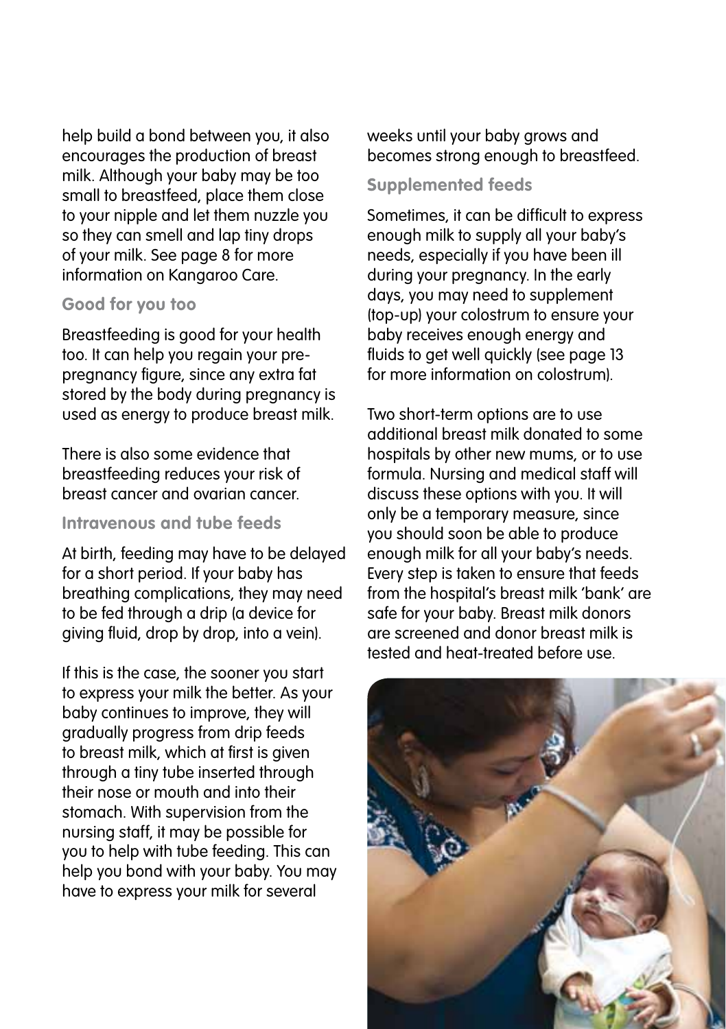help build a bond between you, it also encourages the production of breast milk. Although your baby may be too small to breastfeed, place them close to your nipple and let them nuzzle you so they can smell and lap tiny drops of your milk. See page 8 for more information on Kangaroo Care.

### Good for you too

Breastfeeding is good for your health too. It can help you regain your pre-pregnancy figure, since any extra fat stored by the body during pregnancy is used as energy to produce breast milk.

There is also some evidence that breastfeeding reduces your risk of breast cancer and ovarian cancer.

### Intravenous and tube feeds

At birth, feeding may have to be delayed for a short period. If your baby has breathing complications, they may need to be fed through a drip (a device for giving fluid, drop by drop, into a vein).

If this is the case, the sooner you start to express your milk the better. As your baby continues to improve, they will gradually progress from drip feeds to breast milk, which at first is given through a tiny tube inserted through their nose or mouth and into their stomach. With supervision from the nursing staff, it may be possible for you to help with tube feeding. This can help you bond with your baby. You may have to express your milk for several weeks until your baby grows and becomes strong enough to breastfeed.

### Supplemented feeds

Sometimes, it can be difficult to express enough milk to supply all your baby's needs, especially if you have been ill during your pregnancy. In the early days, you may need to supplement (top-up) your colostrum to ensure your baby receives enough energy and fluids to get well quickly (see page 13 for more information on colostrum).

Two short-term options are to use additional breast milk donated to some hospitals by other new mums, or to use formula. Nursing and medical staff will discuss these options with you. It will only be a temporary measure, since you should soon be able to produce enough milk for all your baby's needs. Every step is taken to ensure that feeds from the hospital's breast milk 'bank' are safe for your baby. Breast milk donors are screened and donor breast milk is tested and heat-treated before use.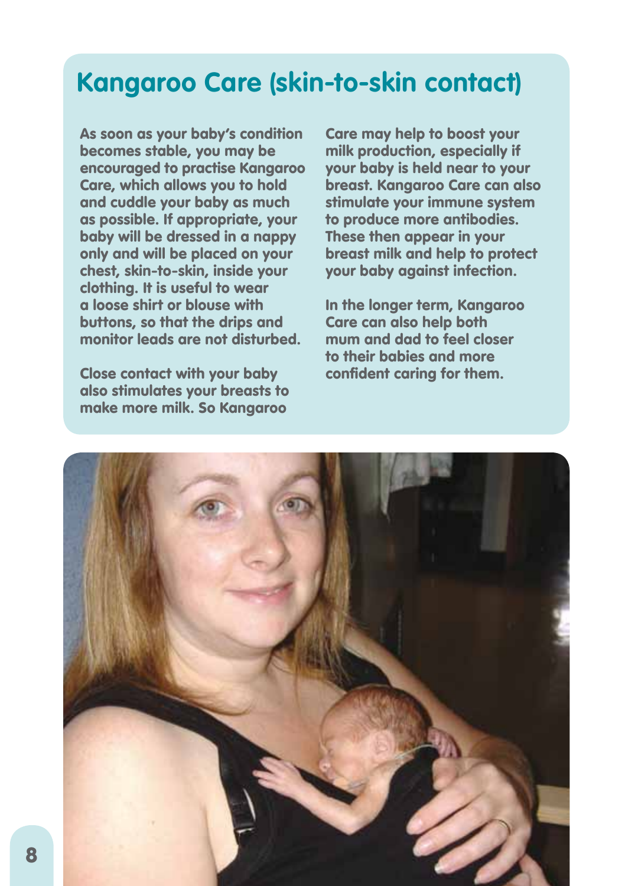## Kangaroo Care (skin-to-skin contact)

As soon as your baby's condition becomes stable, you may be encouraged to practise Kangaroo Care, which allows you to hold and cuddle your baby as much as possible. If appropriate, your baby will be dressed in a nappy only and will be placed on your chest, skin-to-skin, inside your clothing. It is useful to wear a loose shirt or blouse with buttons, so that the drips and monitor leads are not disturbed.

Close contact with your baby also stimulates your breasts to make more milk. So Kangaroo Care may help to boost your milk production, especially if your baby is held near to your breast. Kangaroo Care can also stimulate your immune system to produce more antibodies. These then appear in your breast milk and help to protect your baby against infection.

In the longer term, Kangaroo Care can also help both mum and dad to feel closer to their babies and more confident caring for them.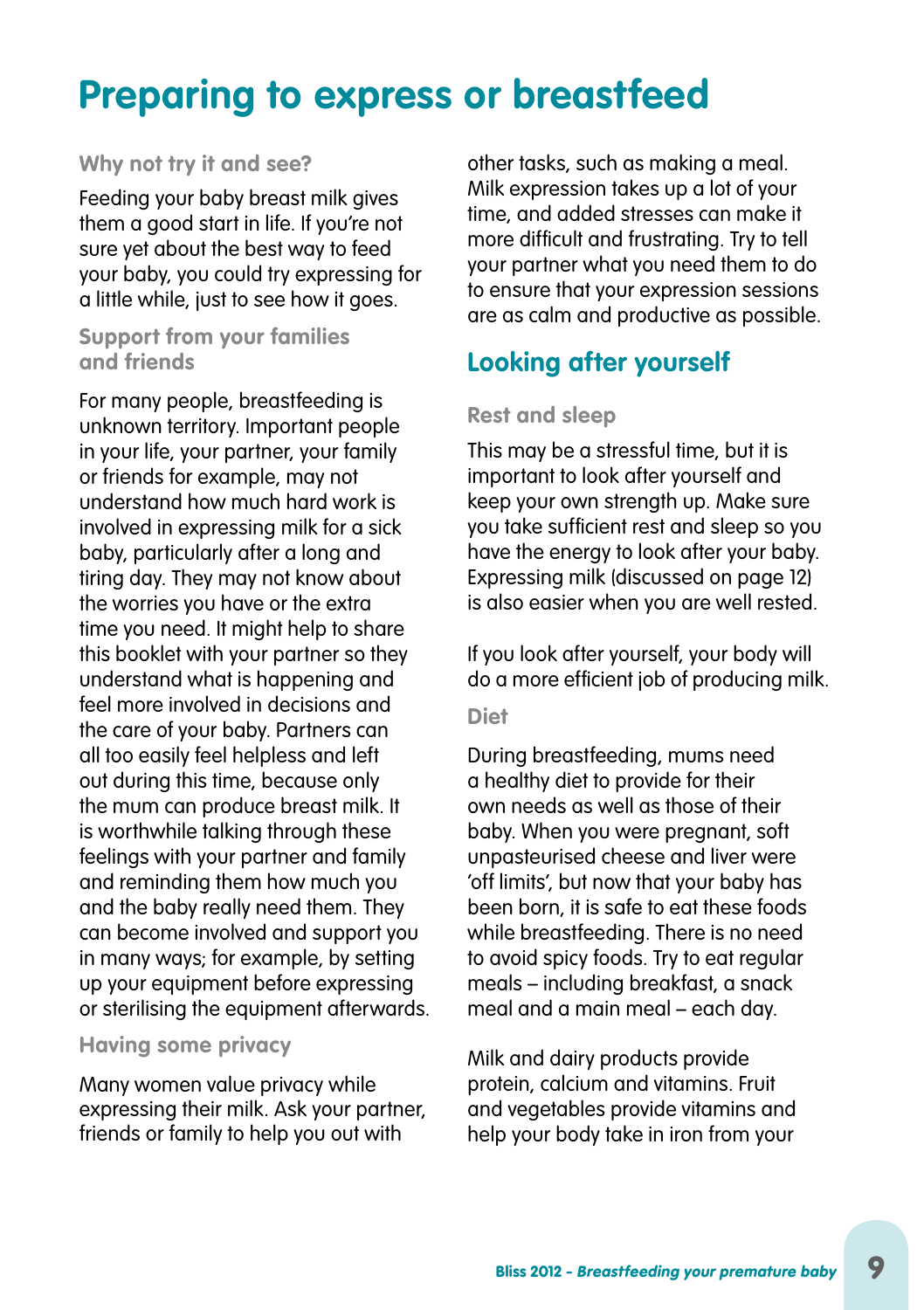# Preparing to express or breastfeed

### Why not try it and see?

Feeding your baby breast milk gives them a good start in life. If you're not sure yet about the best way to feed your baby, you could try expressing for a little while, just to see how it goes.

### Support from your families and friends

For many people, breastfeeding is unknown territory. Important people in your life, your partner, your family or friends for example, may not understand how much hard work is involved in expressing milk for a sick baby, particularly after a long and tiring day. They may not know about the worries you have or the extra time you need. It might help to share this booklet with your partner so they understand what is happening and feel more involved in decisions and the care of your baby. Partners can all too easily feel helpless and left out during this time, because only the mum can produce breast milk. It is worthwhile talking through these feelings with your partner and family and reminding them how much you and the baby really need them. They can become involved and support you in many ways; for example, by setting up your equipment before expressing or sterilising the equipment afterwards.

### Having some privacy

Many women value privacy while expressing their milk. Ask your partner, friends or family to help you out with other tasks, such as making a meal. Milk expression takes up a lot of your time, and added stresses can make it more difficult and frustrating. Try to tell your partner what you need them to do to ensure that your expression sessions are as calm and productive as possible.

## Looking after yourself

### Rest and sleep

This may be a stressful time, but it is important to look after yourself and keep your own strength up. Make sure you take sufficient rest and sleep so you have the energy to look after your baby. Expressing milk (discussed on page 12) is also easier when you are well rested.

If you look after yourself, your body will do a more efficient job of producing milk.

### Diet

During breastfeeding, mums need a healthy diet to provide for their own needs as well as those of their baby. When you were pregnant, soft unpasteurised cheese and liver were 'off limits', but now that your baby has been born, it is safe to eat these foods while breastfeeding. There is no need to avoid spicy foods. Try to eat regular meals – including breakfast, a snack meal and a main meal – each day.

Milk and dairy products provide protein, calcium and vitamins. Fruit and vegetables provide vitamins and help your body take in iron from your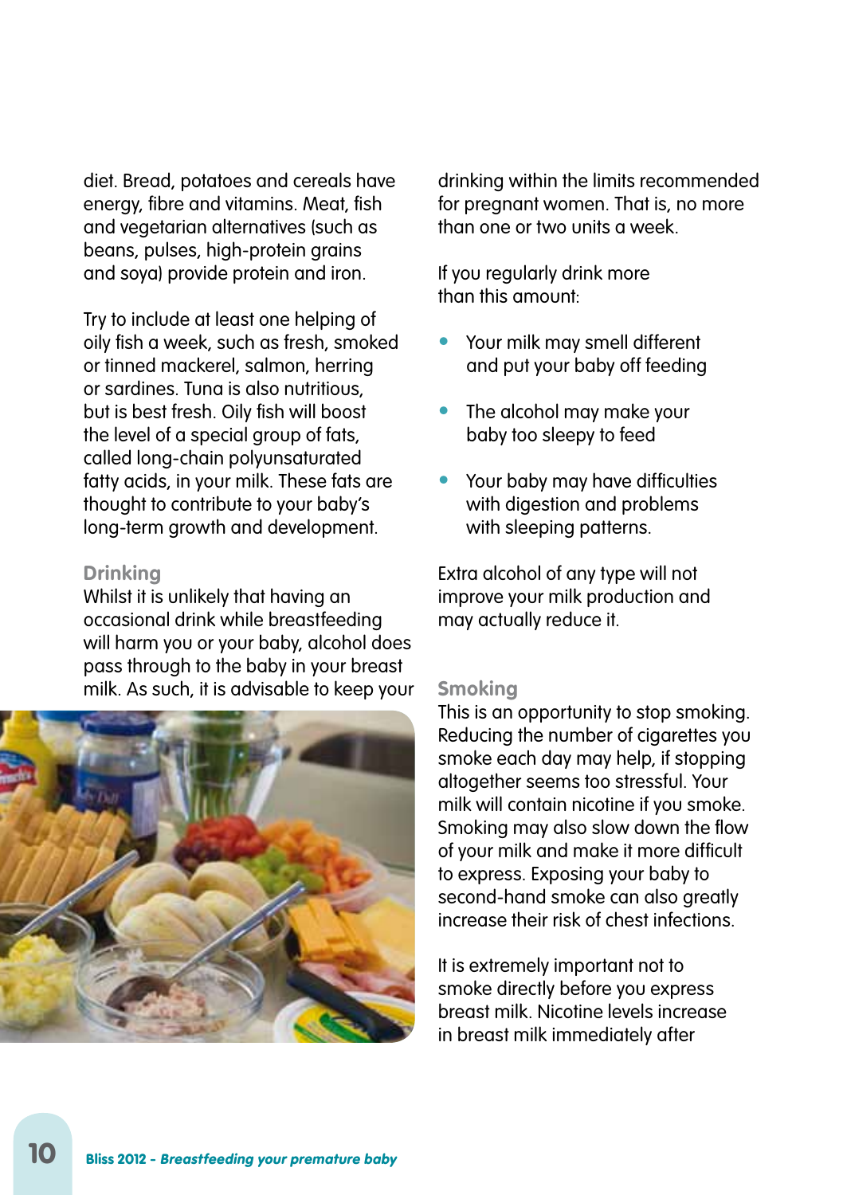diet. Bread, potatoes and cereals have energy, fibre and vitamins. Meat, fish and vegetarian alternatives (such as beans, pulses, high-protein grains and soya) provide protein and iron.

Try to include at least one helping of oily fish a week, such as fresh, smoked or tinned mackerel, salmon, herring or sardines. Tuna is also nutritious, but is best fresh. Oily fish will boost the level of a special group of fats, called long-chain polyunsaturated fatty acids, in your milk. These fats are thought to contribute to your baby's long-term growth and development.

### Drinking

Whilst it is unlikely that having an occasional drink while breastfeeding will harm you or your baby, alcohol does pass through to the baby in your breast milk. As such, it is advisable to keep your drinking within the limits recommended for pregnant women. That is, no more than one or two units a week.

If you regularly drink more than this amount:

- Your milk may smell different and put your baby off feeding
- The alcohol may make your baby too sleepy to feed
- Your baby may have difficulties with digestion and problems with sleeping patterns.

Extra alcohol of any type will not improve your milk production and may actually reduce it.

### Smoking

This is an opportunity to stop smoking. Reducing the number of cigarettes you smoke each day may help, if stopping altogether seems too stressful. Your milk will contain nicotine if you smoke. Smoking may also slow down the flow of your milk and make it more difficult to express. Exposing your baby to second-hand smoke can also greatly increase their risk of chest infections.

It is extremely important not to smoke directly before you express breast milk. Nicotine levels increase in breast milk immediately after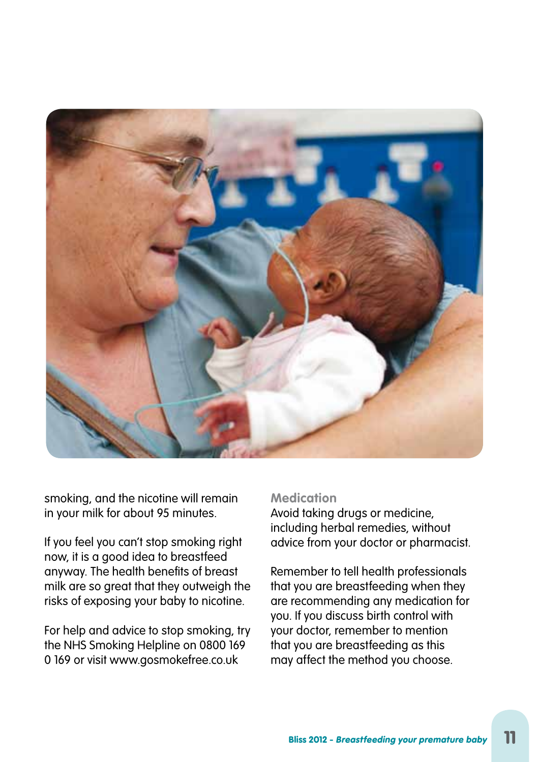smoking, and the nicotine will remain in your milk for about 95 minutes.

If you feel you can't stop smoking right now, it is a good idea to breastfeed anyway. The health benefits of breast milk are so great that they outweigh the risks of exposing your baby to nicotine.

For help and advice to stop smoking, try the NHS Smoking Helpline on 0800 169 0 169 or visit www.gosmokefree.co.uk

### Medication

Avoid taking drugs or medicine, including herbal remedies, without advice from your doctor or pharmacist.

Remember to tell health professionals that you are breastfeeding when they are recommending any medication for you. If you discuss birth control with your doctor, remember to mention that you are breastfeeding as this may affect the method you choose.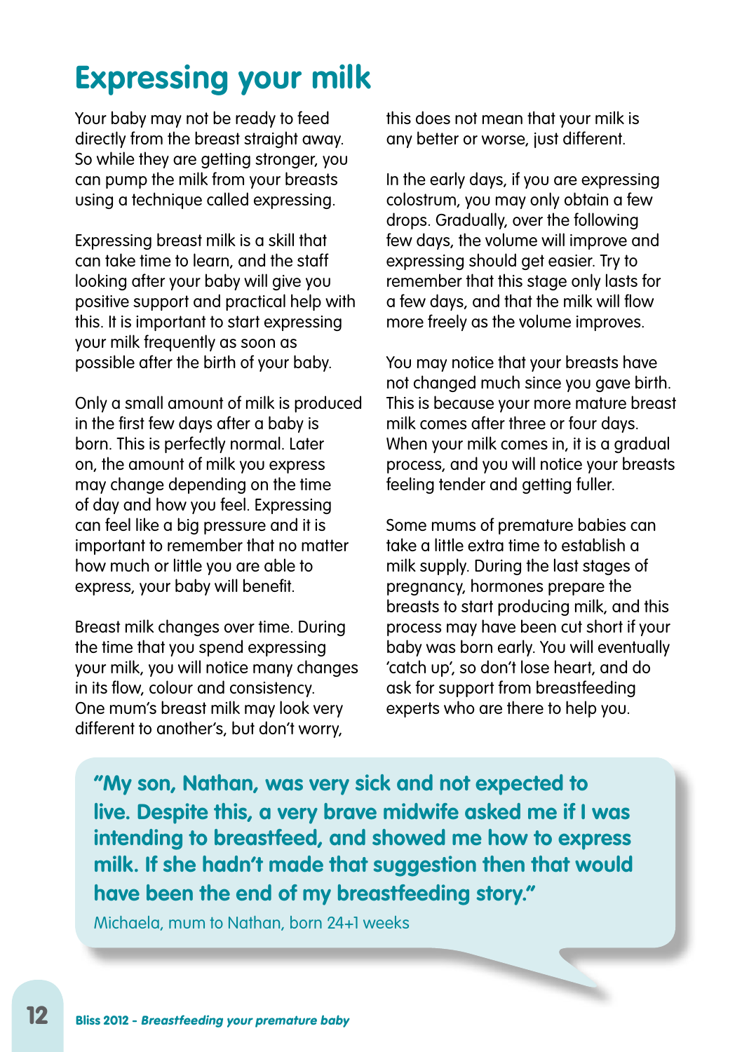# Expressing your milk

Your baby may not be ready to feed directly from the breast straight away. So while they are getting stronger, you can pump the milk from your breasts using a technique called expressing.

Expressing breast milk is a skill that can take time to learn, and the staff looking after your baby will give you positive support and practical help with this. It is important to start expressing your milk frequently as soon as possible after the birth of your baby.

Only a small amount of milk is produced in the first few days after a baby is born. This is perfectly normal. Later on, the amount of milk you express may change depending on the time of day and how you feel. Expressing can feel like a big pressure and it is important to remember that no matter how much or little you are able to express, your baby will benefit.

Breast milk changes over time. During the time that you spend expressing your milk, you will notice many changes in its flow, colour and consistency. One mum's breast milk may look very different to another's, but don't worry, this does not mean that your milk is any better or worse, just different.

In the early days, if you are expressing colostrum, you may only obtain a few drops. Gradually, over the following few days, the volume will improve and expressing should get easier. Try to remember that this stage only lasts for a few days, and that the milk will flow more freely as the volume improves.

You may notice that your breasts have not changed much since you gave birth. This is because your more mature breast milk comes after three or four days. When your milk comes in, it is a gradual process, and you will notice your breasts feeling tender and getting fuller.

Some mums of premature babies can take a little extra time to establish a milk supply. During the last stages of pregnancy, hormones prepare the breasts to start producing milk, and this process may have been cut short if your baby was born early. You will eventually 'catch up', so don't lose heart, and do ask for support from breastfeeding experts who are there to help you.

> **"My son, Nathan, was very sick and not expected to live. Despite this, a very brave midwife asked me if I was intending to breastfeed, and showed me how to express milk. If she hadn't made that suggestion then that would have been the end of my breastfeeding story."**
>
> Michaela, mum to Nathan, born 24+1 weeks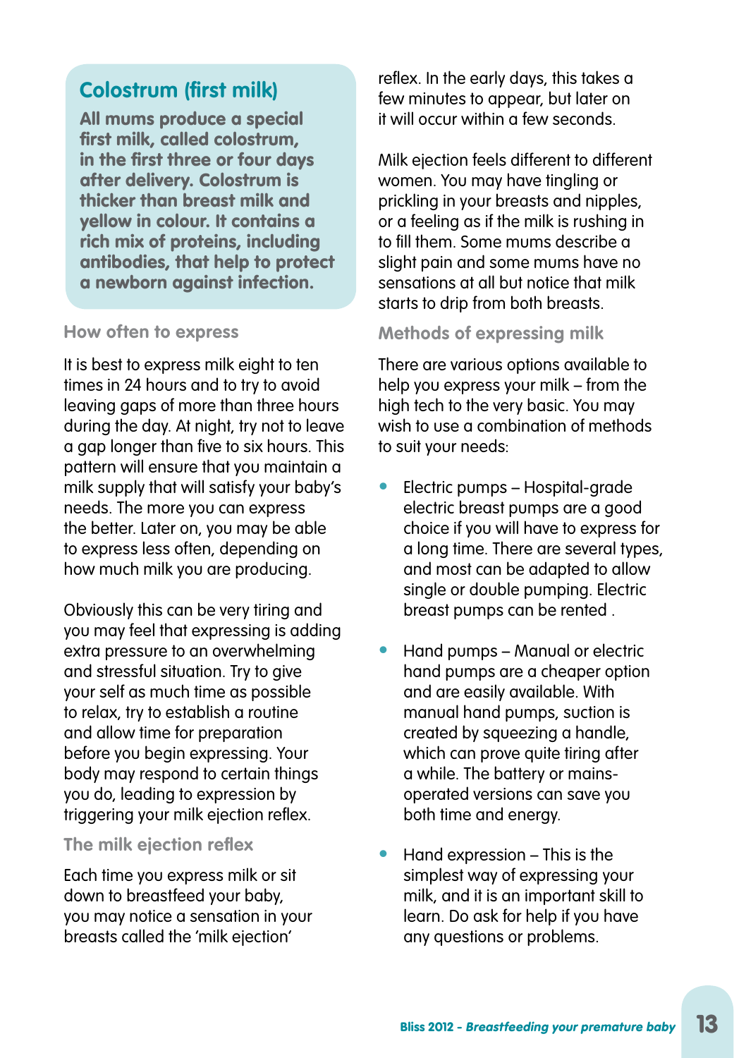## Colostrum (first milk)

**All mums produce a special first milk, called colostrum, in the first three or four days after delivery. Colostrum is thicker than breast milk and yellow in colour. It contains a rich mix of proteins, including antibodies, that help to protect a newborn against infection.**

### How often to express

It is best to express milk eight to ten times in 24 hours and to try to avoid leaving gaps of more than three hours during the day. At night, try not to leave a gap longer than five to six hours. This pattern will ensure that you maintain a milk supply that will satisfy your baby's needs. The more you can express the better. Later on, you may be able to express less often, depending on how much milk you are producing.

Obviously this can be very tiring and you may feel that expressing is adding extra pressure to an overwhelming and stressful situation. Try to give your self as much time as possible to relax, try to establish a routine and allow time for preparation before you begin expressing. Your body may respond to certain things you do, leading to expression by triggering your milk ejection reflex.

### The milk ejection reflex

Each time you express milk or sit down to breastfeed your baby, you may notice a sensation in your breasts called the 'milk ejection' reflex. In the early days, this takes a few minutes to appear, but later on it will occur within a few seconds.

Milk ejection feels different to different women. You may have tingling or prickling in your breasts and nipples, or a feeling as if the milk is rushing in to fill them. Some mums describe a slight pain and some mums have no sensations at all but notice that milk starts to drip from both breasts.

### Methods of expressing milk

There are various options available to help you express your milk – from the high tech to the very basic. You may wish to use a combination of methods to suit your needs:

- Electric pumps – Hospital-grade electric breast pumps are a good choice if you will have to express for a long time. There are several types, and most can be adapted to allow single or double pumping. Electric breast pumps can be rented .
- Hand pumps – Manual or electric hand pumps are a cheaper option and are easily available. With manual hand pumps, suction is created by squeezing a handle, which can prove quite tiring after a while. The battery or mains-operated versions can save you both time and energy.
- Hand expression – This is the simplest way of expressing your milk, and it is an important skill to learn. Do ask for help if you have any questions or problems.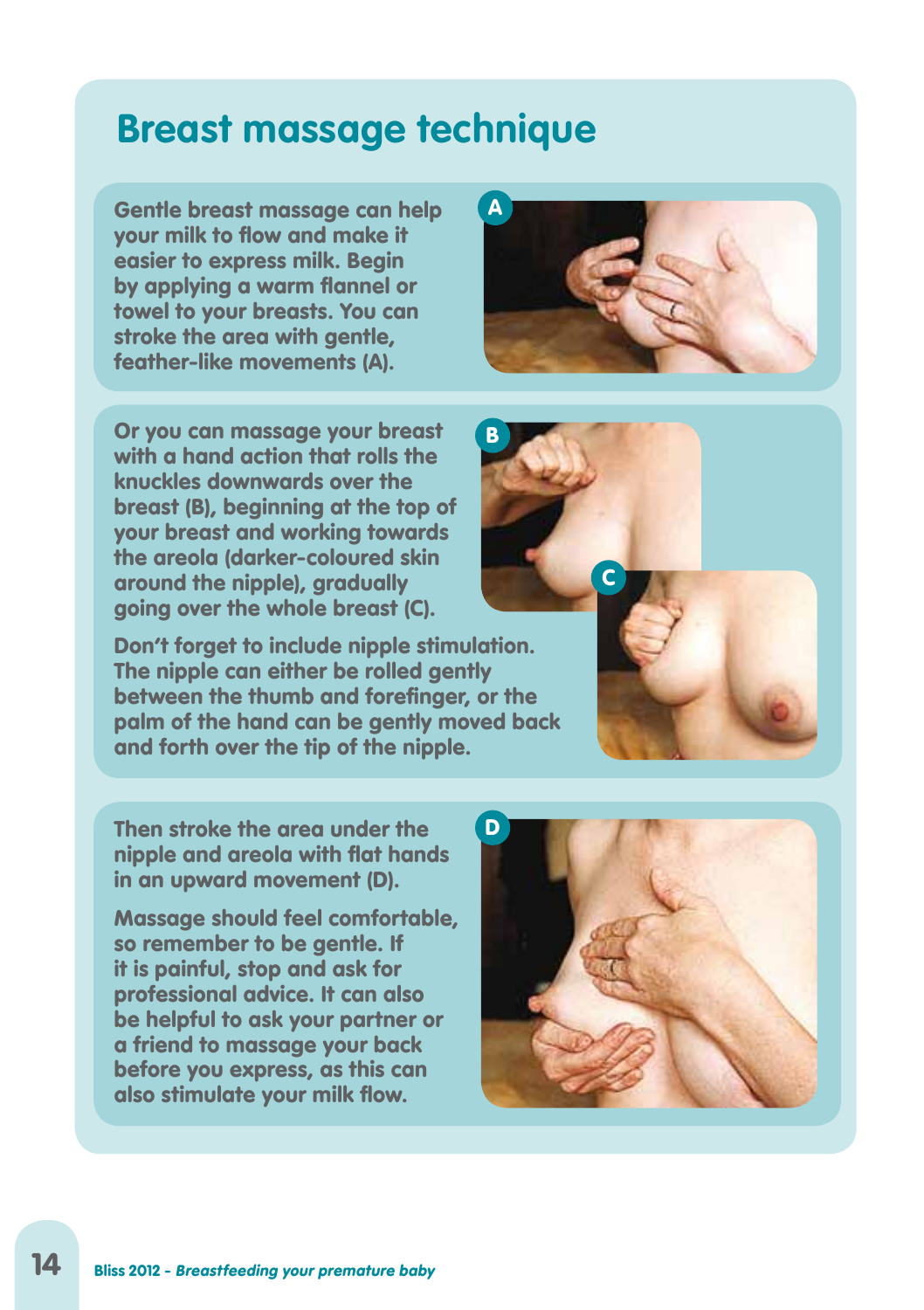# Breast massage technique

Gentle breast massage can help your milk to flow and make it easier to express milk. Begin by applying a warm flannel or towel to your breasts. You can stroke the area with gentle, feather-like movements (A).

Or you can massage your breast with a hand action that rolls the knuckles downwards over the breast (B), beginning at the top of your breast and working towards the areola (darker-coloured skin around the nipple), gradually going over the whole breast (C).

Don't forget to include nipple stimulation. The nipple can either be rolled gently between the thumb and forefinger, or the palm of the hand can be gently moved back and forth over the tip of the nipple.

Then stroke the area under the nipple and areola with flat hands in an upward movement (D).

Massage should feel comfortable, so remember to be gentle. If it is painful, stop and ask for professional advice. It can also be helpful to ask your partner or a friend to massage your back before you express, as this can also stimulate your milk flow.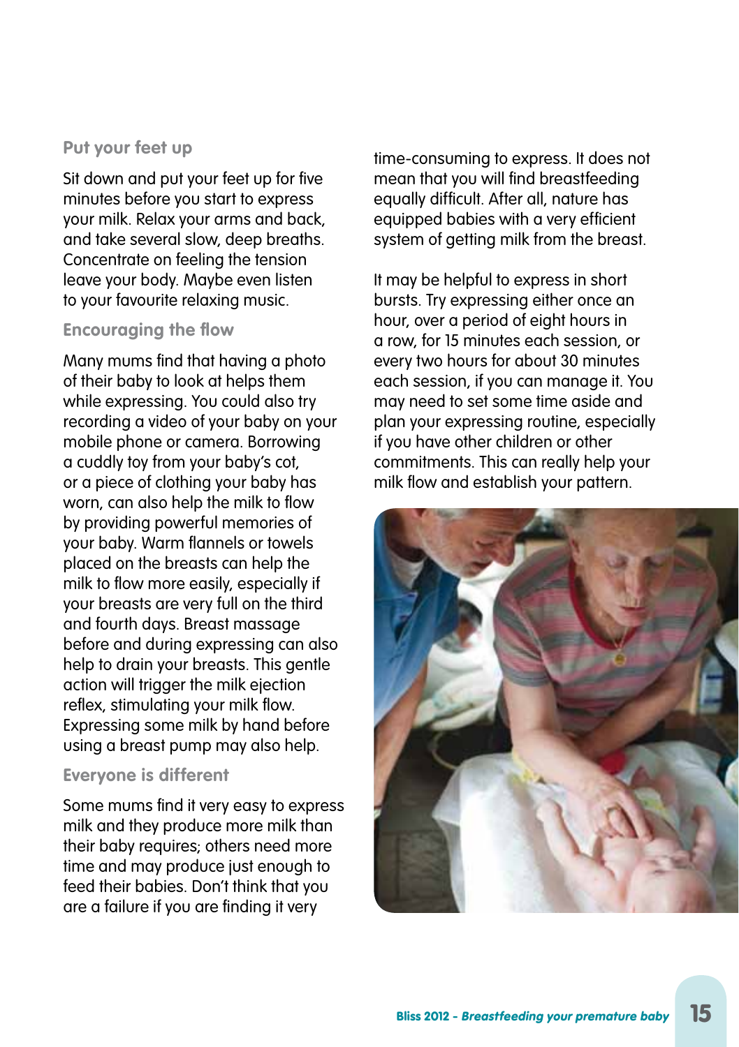### Put your feet up

Sit down and put your feet up for five minutes before you start to express your milk. Relax your arms and back, and take several slow, deep breaths. Concentrate on feeling the tension leave your body. Maybe even listen to your favourite relaxing music.

### Encouraging the flow

Many mums find that having a photo of their baby to look at helps them while expressing. You could also try recording a video of your baby on your mobile phone or camera. Borrowing a cuddly toy from your baby's cot, or a piece of clothing your baby has worn, can also help the milk to flow by providing powerful memories of your baby. Warm flannels or towels placed on the breasts can help the milk to flow more easily, especially if your breasts are very full on the third and fourth days. Breast massage before and during expressing can also help to drain your breasts. This gentle action will trigger the milk ejection reflex, stimulating your milk flow. Expressing some milk by hand before using a breast pump may also help.

### Everyone is different

Some mums find it very easy to express milk and they produce more milk than their baby requires; others need more time and may produce just enough to feed their babies. Don't think that you are a failure if you are finding it very time-consuming to express. It does not mean that you will find breastfeeding equally difficult. After all, nature has equipped babies with a very efficient system of getting milk from the breast.

It may be helpful to express in short bursts. Try expressing either once an hour, over a period of eight hours in a row, for 15 minutes each session, or every two hours for about 30 minutes each session, if you can manage it. You may need to set some time aside and plan your expressing routine, especially if you have other children or other commitments. This can really help your milk flow and establish your pattern.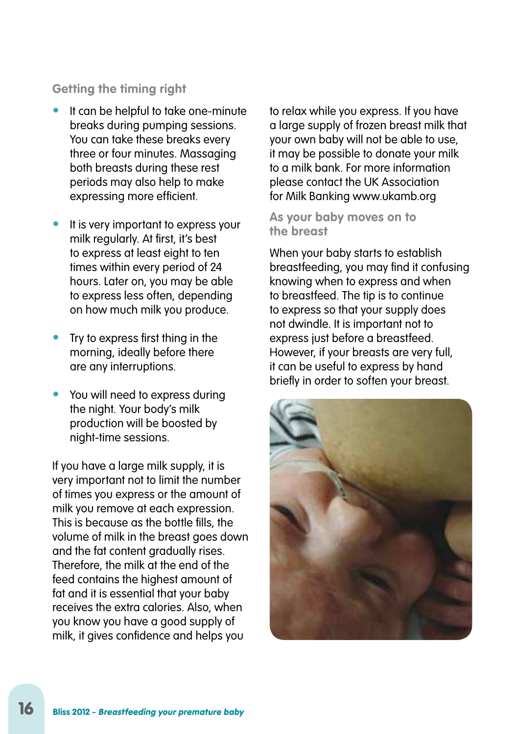### Getting the timing right

- It can be helpful to take one-minute breaks during pumping sessions. You can take these breaks every three or four minutes. Massaging both breasts during these rest periods may also help to make expressing more efficient.
- It is very important to express your milk regularly. At first, it's best to express at least eight to ten times within every period of 24 hours. Later on, you may be able to express less often, depending on how much milk you produce.
- Try to express first thing in the morning, ideally before there are any interruptions.
- You will need to express during the night. Your body's milk production will be boosted by night-time sessions.

If you have a large milk supply, it is very important not to limit the number of times you express or the amount of milk you remove at each expression. This is because as the bottle fills, the volume of milk in the breast goes down and the fat content gradually rises. Therefore, the milk at the end of the feed contains the highest amount of fat and it is essential that your baby receives the extra calories. Also, when you know you have a good supply of milk, it gives confidence and helps you to relax while you express. If you have a large supply of frozen breast milk that your own baby will not be able to use, it may be possible to donate your milk to a milk bank. For more information please contact the UK Association for Milk Banking www.ukamb.org

### As your baby moves on to the breast

When your baby starts to establish breastfeeding, you may find it confusing knowing when to express and when to breastfeed. The tip is to continue to express so that your supply does not dwindle. It is important not to express just before a breastfeed. However, if your breasts are very full, it can be useful to express by hand briefly in order to soften your breast.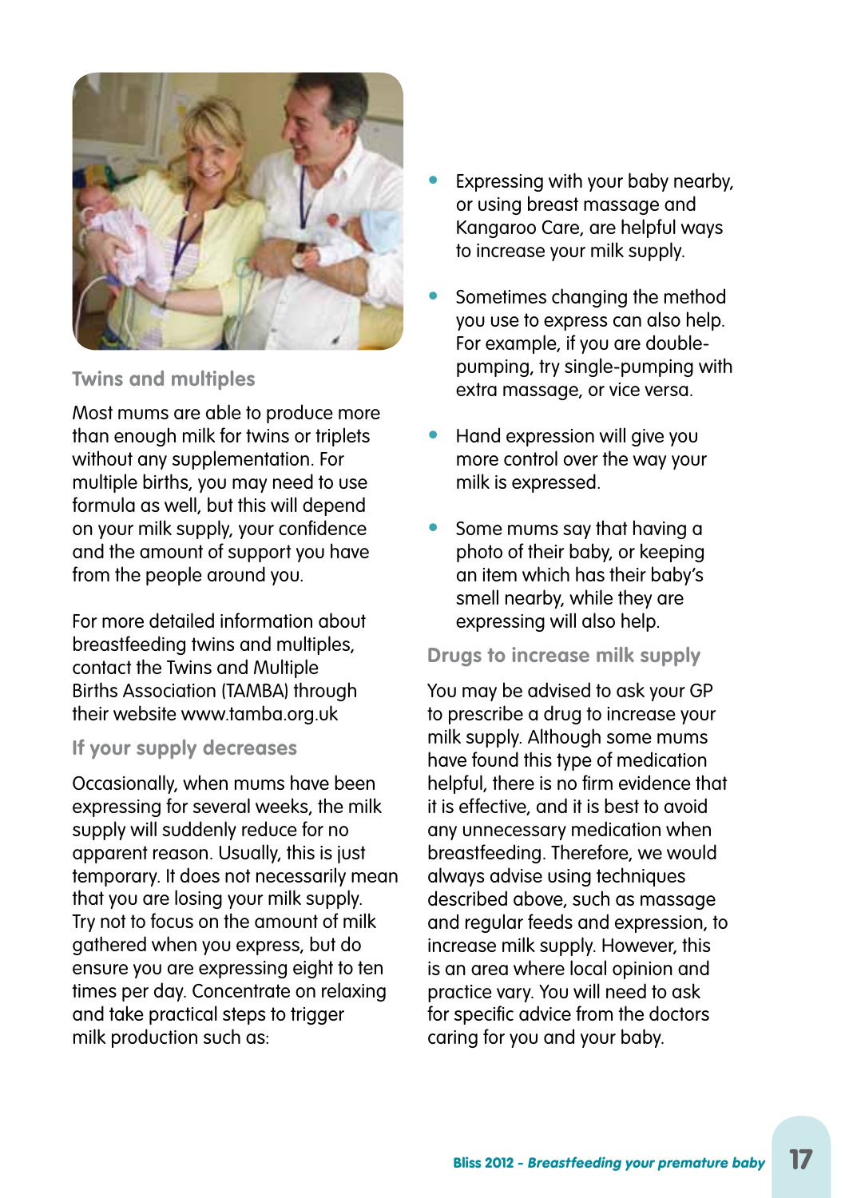## Twins and multiples

Most mums are able to produce more than enough milk for twins or triplets without any supplementation. For multiple births, you may need to use formula as well, but this will depend on your milk supply, your confidence and the amount of support you have from the people around you.

For more detailed information about breastfeeding twins and multiples, contact the Twins and Multiple Births Association (TAMBA) through their website www.tamba.org.uk

## If your supply decreases

Occasionally, when mums have been expressing for several weeks, the milk supply will suddenly reduce for no apparent reason. Usually, this is just temporary. It does not necessarily mean that you are losing your milk supply. Try not to focus on the amount of milk gathered when you express, but do ensure you are expressing eight to ten times per day. Concentrate on relaxing and take practical steps to trigger milk production such as:

- Expressing with your baby nearby, or using breast massage and Kangaroo Care, are helpful ways to increase your milk supply.
- Sometimes changing the method you use to express can also help. For example, if you are double-pumping, try single-pumping with extra massage, or vice versa.
- Hand expression will give you more control over the way your milk is expressed.
- Some mums say that having a photo of their baby, or keeping an item which has their baby's smell nearby, while they are expressing will also help.

## Drugs to increase milk supply

You may be advised to ask your GP to prescribe a drug to increase your milk supply. Although some mums have found this type of medication helpful, there is no firm evidence that it is effective, and it is best to avoid any unnecessary medication when breastfeeding. Therefore, we would always advise using techniques described above, such as massage and regular feeds and expression, to increase milk supply. However, this is an area where local opinion and practice vary. You will need to ask for specific advice from the doctors caring for you and your baby.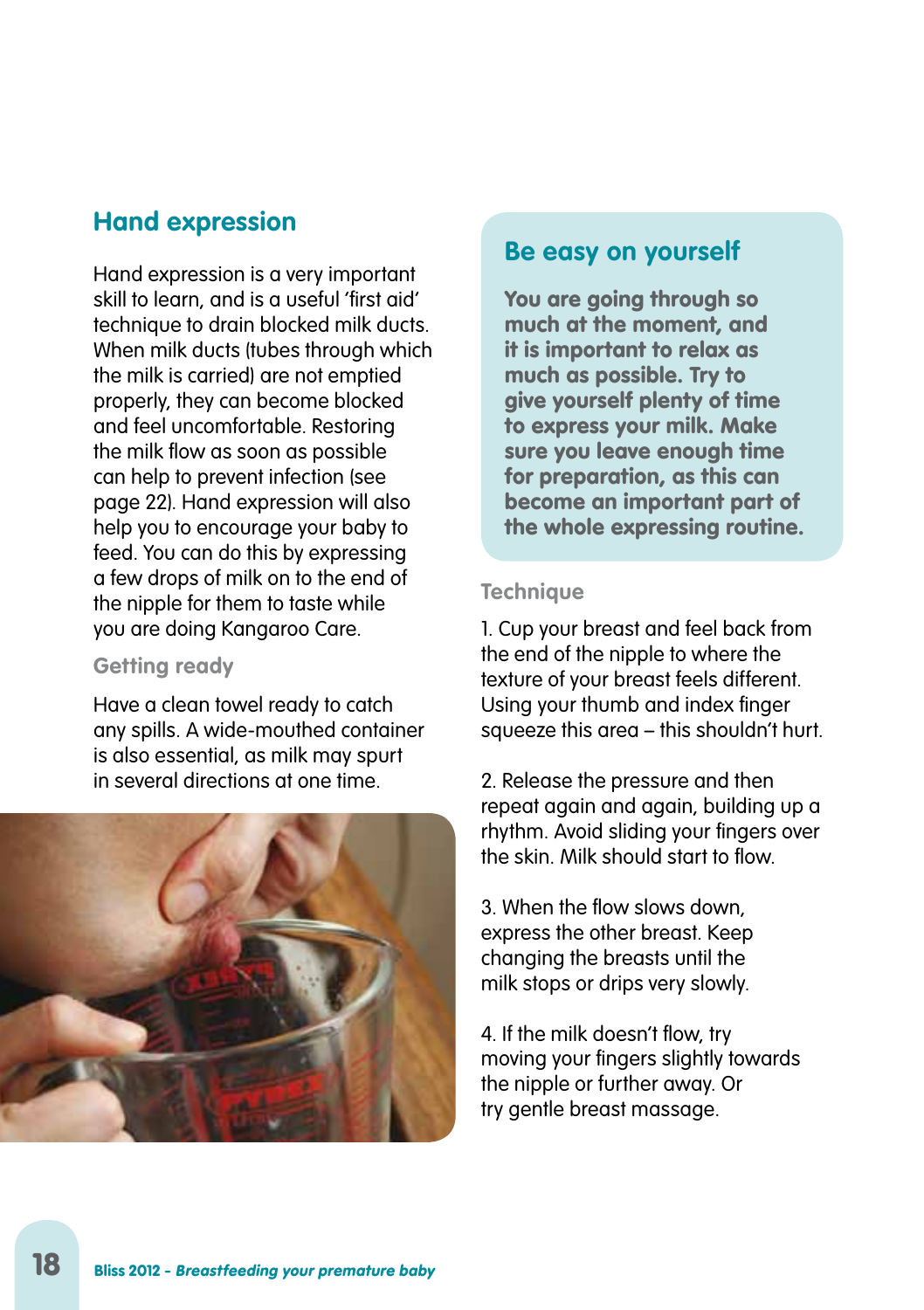## Hand expression

Hand expression is a very important skill to learn, and is a useful 'first aid' technique to drain blocked milk ducts. When milk ducts (tubes through which the milk is carried) are not emptied properly, they can become blocked and feel uncomfortable. Restoring the milk flow as soon as possible can help to prevent infection (see page 22). Hand expression will also help you to encourage your baby to feed. You can do this by expressing a few drops of milk on to the end of the nipple for them to taste while you are doing Kangaroo Care.

### Getting ready

Have a clean towel ready to catch any spills. A wide-mouthed container is also essential, as milk may spurt in several directions at one time.

## Be easy on yourself

**You are going through so much at the moment, and it is important to relax as much as possible. Try to give yourself plenty of time to express your milk. Make sure you leave enough time for preparation, as this can become an important part of the whole expressing routine.**

### Technique

1. Cup your breast and feel back from the end of the nipple to where the texture of your breast feels different. Using your thumb and index finger squeeze this area – this shouldn't hurt.

2. Release the pressure and then repeat again and again, building up a rhythm. Avoid sliding your fingers over the skin. Milk should start to flow.

3. When the flow slows down, express the other breast. Keep changing the breasts until the milk stops or drips very slowly.

4. If the milk doesn't flow, try moving your fingers slightly towards the nipple or further away. Or try gentle breast massage.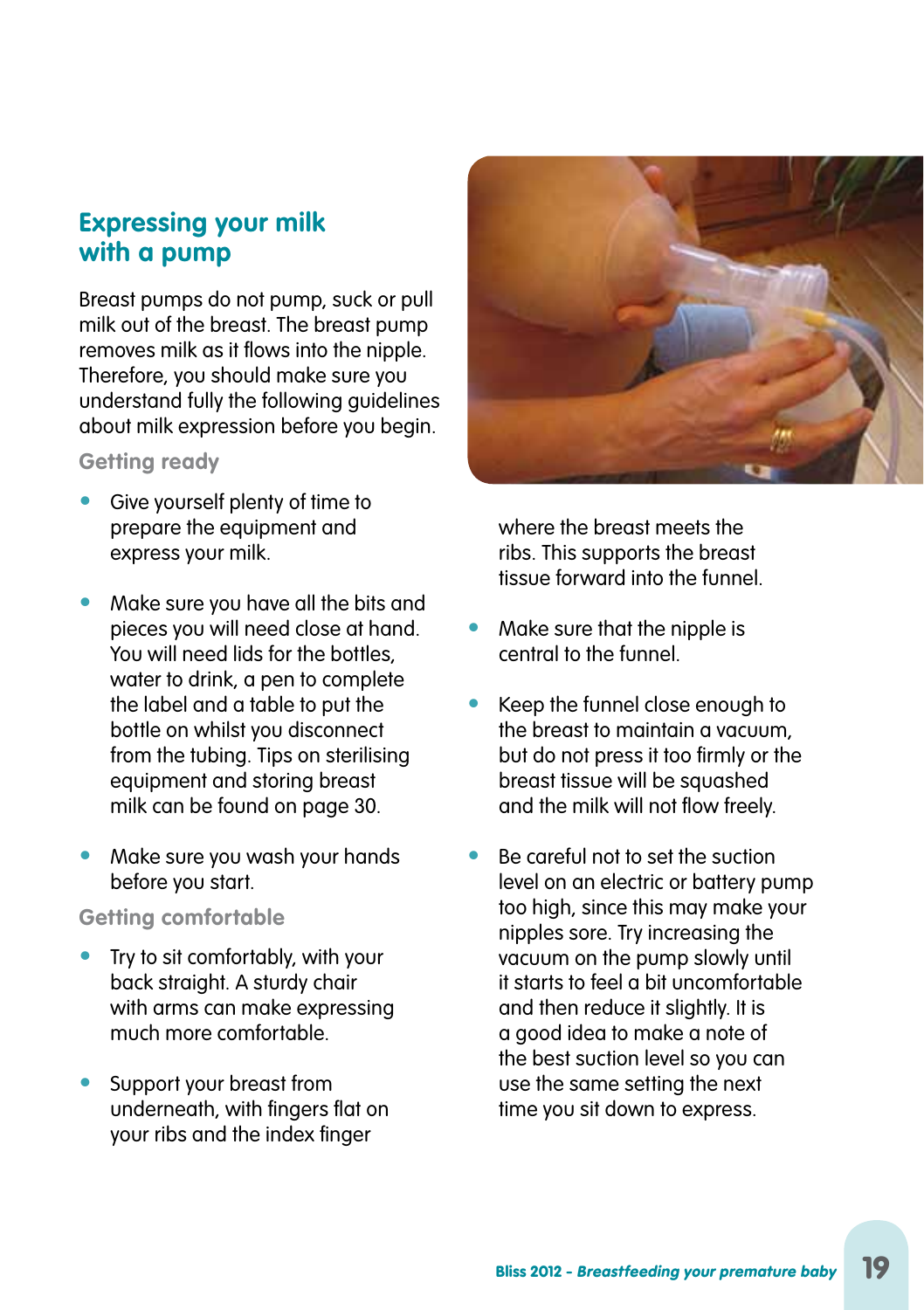## Expressing your milk with a pump

Breast pumps do not pump, suck or pull milk out of the breast. The breast pump removes milk as it flows into the nipple. Therefore, you should make sure you understand fully the following guidelines about milk expression before you begin.

### Getting ready

- Give yourself plenty of time to prepare the equipment and express your milk.
- Make sure you have all the bits and pieces you will need close at hand. You will need lids for the bottles, water to drink, a pen to complete the label and a table to put the bottle on whilst you disconnect from the tubing. Tips on sterilising equipment and storing breast milk can be found on page 30.
- Make sure you wash your hands before you start.

### Getting comfortable

- Try to sit comfortably, with your back straight. A sturdy chair with arms can make expressing much more comfortable.
- Support your breast from underneath, with fingers flat on your ribs and the index finger where the breast meets the ribs. This supports the breast tissue forward into the funnel.
- Make sure that the nipple is central to the funnel.
- Keep the funnel close enough to the breast to maintain a vacuum, but do not press it too firmly or the breast tissue will be squashed and the milk will not flow freely.
- Be careful not to set the suction level on an electric or battery pump too high, since this may make your nipples sore. Try increasing the vacuum on the pump slowly until it starts to feel a bit uncomfortable and then reduce it slightly. It is a good idea to make a note of the best suction level so you can use the same setting the next time you sit down to express.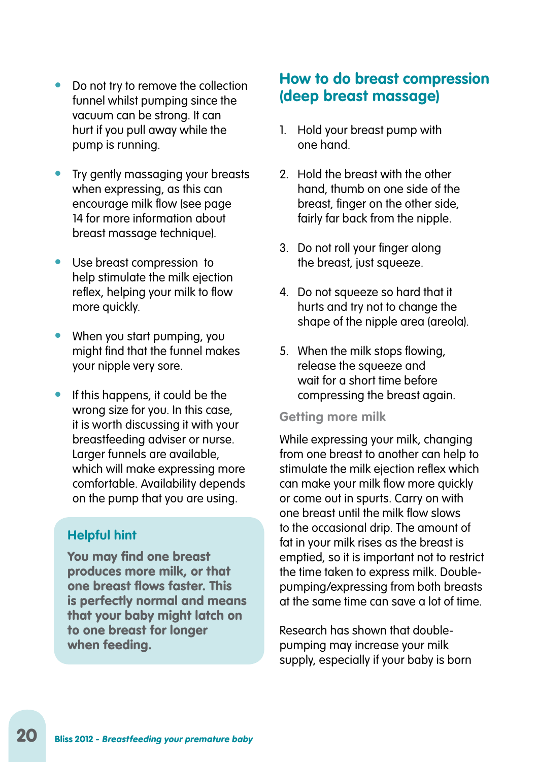- Do not try to remove the collection funnel whilst pumping since the vacuum can be strong. It can hurt if you pull away while the pump is running.
- Try gently massaging your breasts when expressing, as this can encourage milk flow (see page 14 for more information about breast massage technique).
- Use breast compression to help stimulate the milk ejection reflex, helping your milk to flow more quickly.
- When you start pumping, you might find that the funnel makes your nipple very sore.
- If this happens, it could be the wrong size for you. In this case, it is worth discussing it with your breastfeeding adviser or nurse. Larger funnels are available, which will make expressing more comfortable. Availability depends on the pump that you are using.

### Helpful hint

**You may find one breast produces more milk, or that one breast flows faster. This is perfectly normal and means that your baby might latch on to one breast for longer when feeding.**

## How to do breast compression (deep breast massage)

1. Hold your breast pump with one hand.
2. Hold the breast with the other hand, thumb on one side of the breast, finger on the other side, fairly far back from the nipple.
3. Do not roll your finger along the breast, just squeeze.
4. Do not squeeze so hard that it hurts and try not to change the shape of the nipple area (areola).
5. When the milk stops flowing, release the squeeze and wait for a short time before compressing the breast again.

### Getting more milk

While expressing your milk, changing from one breast to another can help to stimulate the milk ejection reflex which can make your milk flow more quickly or come out in spurts. Carry on with one breast until the milk flow slows to the occasional drip. The amount of fat in your milk rises as the breast is emptied, so it is important not to restrict the time taken to express milk. Double-pumping/expressing from both breasts at the same time can save a lot of time.

Research has shown that double-pumping may increase your milk supply, especially if your baby is born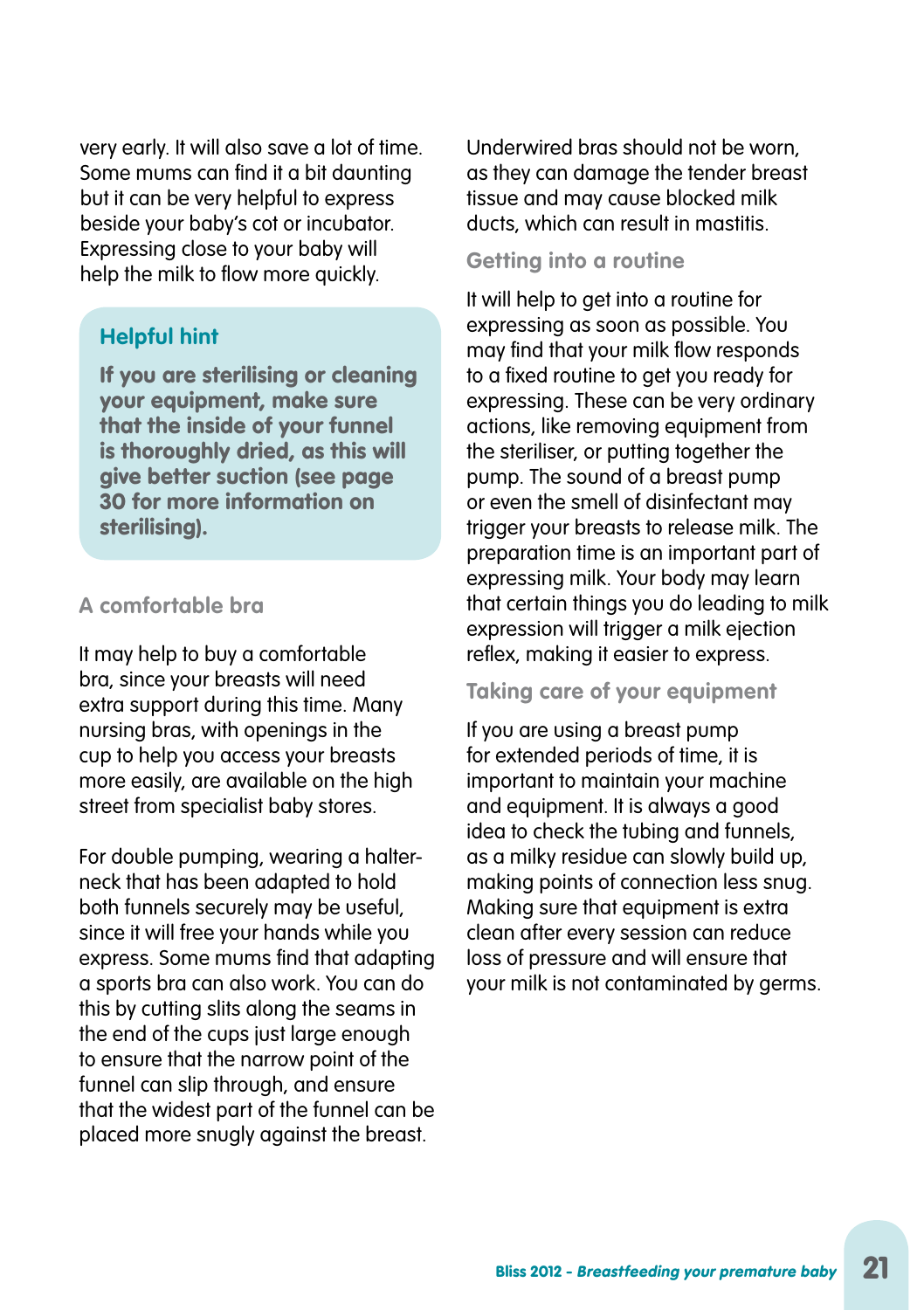very early. It will also save a lot of time. Some mums can find it a bit daunting but it can be very helpful to express beside your baby's cot or incubator. Expressing close to your baby will help the milk to flow more quickly.

> **Helpful hint**
>
> **If you are sterilising or cleaning your equipment, make sure that the inside of your funnel is thoroughly dried, as this will give better suction (see page 30 for more information on sterilising).**

### A comfortable bra

It may help to buy a comfortable bra, since your breasts will need extra support during this time. Many nursing bras, with openings in the cup to help you access your breasts more easily, are available on the high street from specialist baby stores.

For double pumping, wearing a halter-neck that has been adapted to hold both funnels securely may be useful, since it will free your hands while you express. Some mums find that adapting a sports bra can also work. You can do this by cutting slits along the seams in the end of the cups just large enough to ensure that the narrow point of the funnel can slip through, and ensure that the widest part of the funnel can be placed more snugly against the breast.

Underwired bras should not be worn, as they can damage the tender breast tissue and may cause blocked milk ducts, which can result in mastitis.

### Getting into a routine

It will help to get into a routine for expressing as soon as possible. You may find that your milk flow responds to a fixed routine to get you ready for expressing. These can be very ordinary actions, like removing equipment from the steriliser, or putting together the pump. The sound of a breast pump or even the smell of disinfectant may trigger your breasts to release milk. The preparation time is an important part of expressing milk. Your body may learn that certain things you do leading to milk expression will trigger a milk ejection reflex, making it easier to express.

### Taking care of your equipment

If you are using a breast pump for extended periods of time, it is important to maintain your machine and equipment. It is always a good idea to check the tubing and funnels, as a milky residue can slowly build up, making points of connection less snug. Making sure that equipment is extra clean after every session can reduce loss of pressure and will ensure that your milk is not contaminated by germs.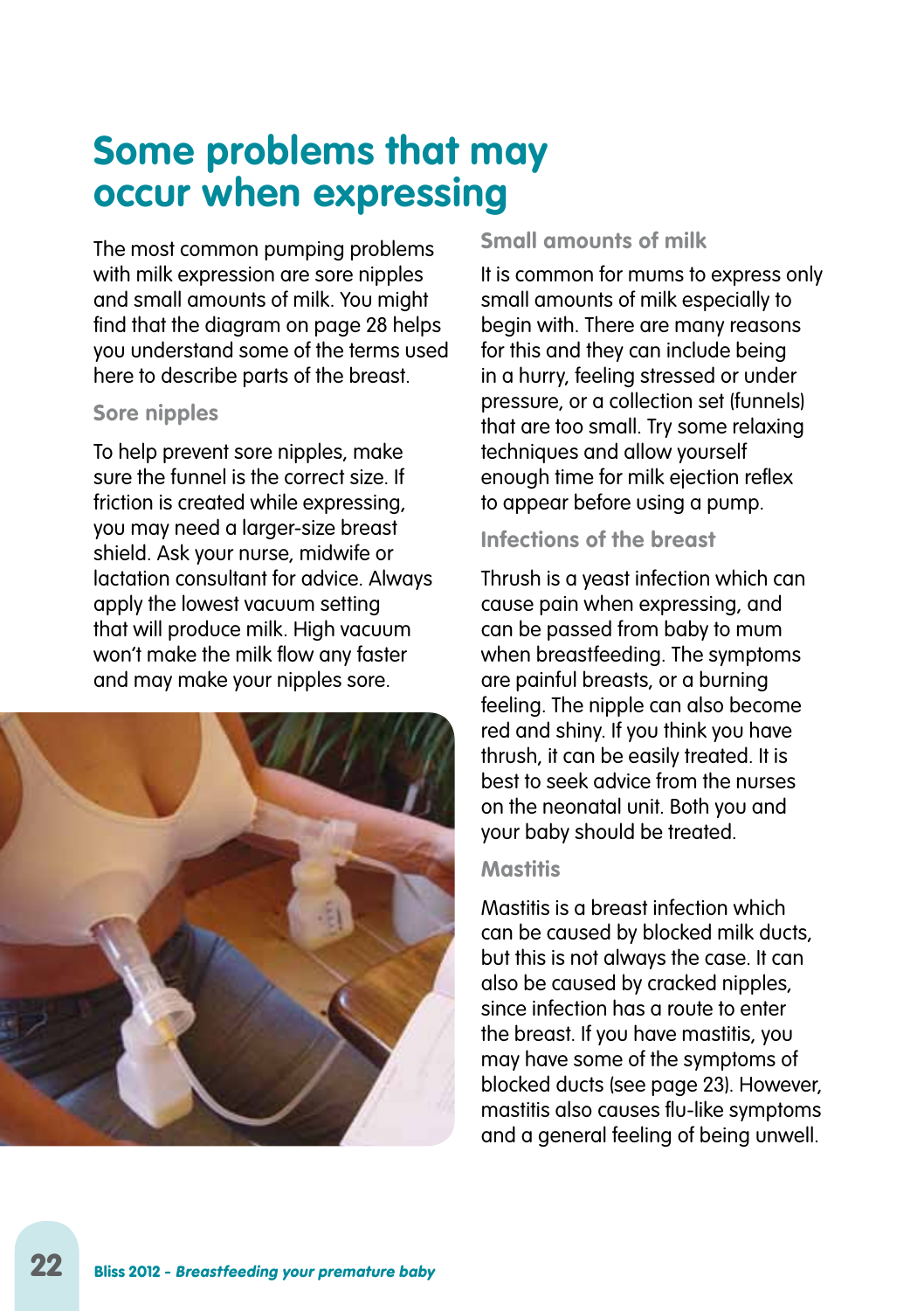# Some problems that may occur when expressing

The most common pumping problems with milk expression are sore nipples and small amounts of milk. You might find that the diagram on page 28 helps you understand some of the terms used here to describe parts of the breast.

### Sore nipples

To help prevent sore nipples, make sure the funnel is the correct size. If friction is created while expressing, you may need a larger-size breast shield. Ask your nurse, midwife or lactation consultant for advice. Always apply the lowest vacuum setting that will produce milk. High vacuum won't make the milk flow any faster and may make your nipples sore.

### Small amounts of milk

It is common for mums to express only small amounts of milk especially to begin with. There are many reasons for this and they can include being in a hurry, feeling stressed or under pressure, or a collection set (funnels) that are too small. Try some relaxing techniques and allow yourself enough time for milk ejection reflex to appear before using a pump.

### Infections of the breast

Thrush is a yeast infection which can cause pain when expressing, and can be passed from baby to mum when breastfeeding. The symptoms are painful breasts, or a burning feeling. The nipple can also become red and shiny. If you think you have thrush, it can be easily treated. It is best to seek advice from the nurses on the neonatal unit. Both you and your baby should be treated.

### Mastitis

Mastitis is a breast infection which can be caused by blocked milk ducts, but this is not always the case. It can also be caused by cracked nipples, since infection has a route to enter the breast. If you have mastitis, you may have some of the symptoms of blocked ducts (see page 23). However, mastitis also causes flu-like symptoms and a general feeling of being unwell.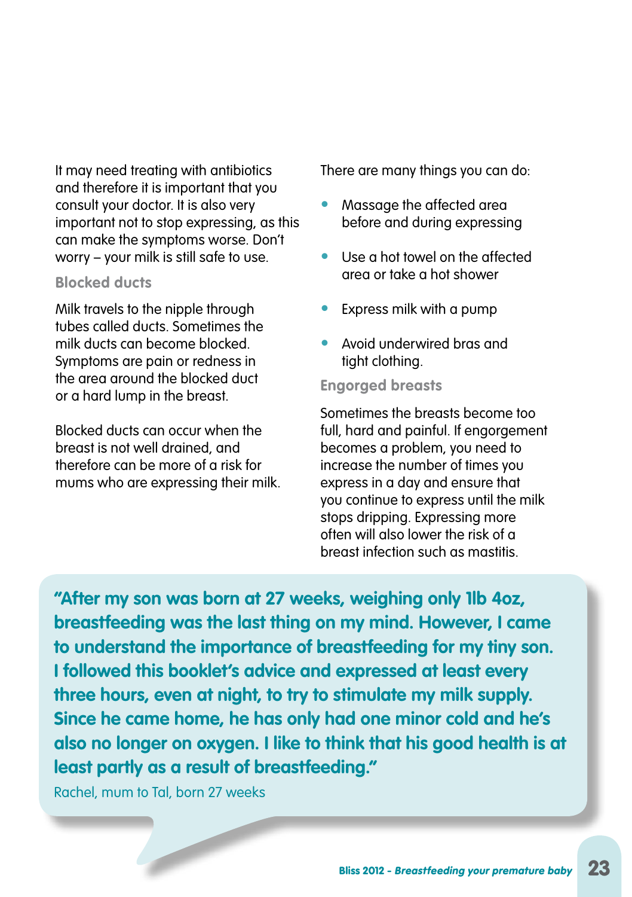It may need treating with antibiotics and therefore it is important that you consult your doctor. It is also very important not to stop expressing, as this can make the symptoms worse. Don't worry – your milk is still safe to use.

### Blocked ducts

Milk travels to the nipple through tubes called ducts. Sometimes the milk ducts can become blocked. Symptoms are pain or redness in the area around the blocked duct or a hard lump in the breast.

Blocked ducts can occur when the breast is not well drained, and therefore can be more of a risk for mums who are expressing their milk.

There are many things you can do:

- Massage the affected area before and during expressing
- Use a hot towel on the affected area or take a hot shower
- Express milk with a pump
- Avoid underwired bras and tight clothing.

### Engorged breasts

Sometimes the breasts become too full, hard and painful. If engorgement becomes a problem, you need to increase the number of times you express in a day and ensure that you continue to express until the milk stops dripping. Expressing more often will also lower the risk of a breast infection such as mastitis.

**"After my son was born at 27 weeks, weighing only 1lb 4oz, breastfeeding was the last thing on my mind. However, I came to understand the importance of breastfeeding for my tiny son. I followed this booklet's advice and expressed at least every three hours, even at night, to try to stimulate my milk supply. Since he came home, he has only had one minor cold and he's also no longer on oxygen. I like to think that his good health is at least partly as a result of breastfeeding."**

Rachel, mum to Tal, born 27 weeks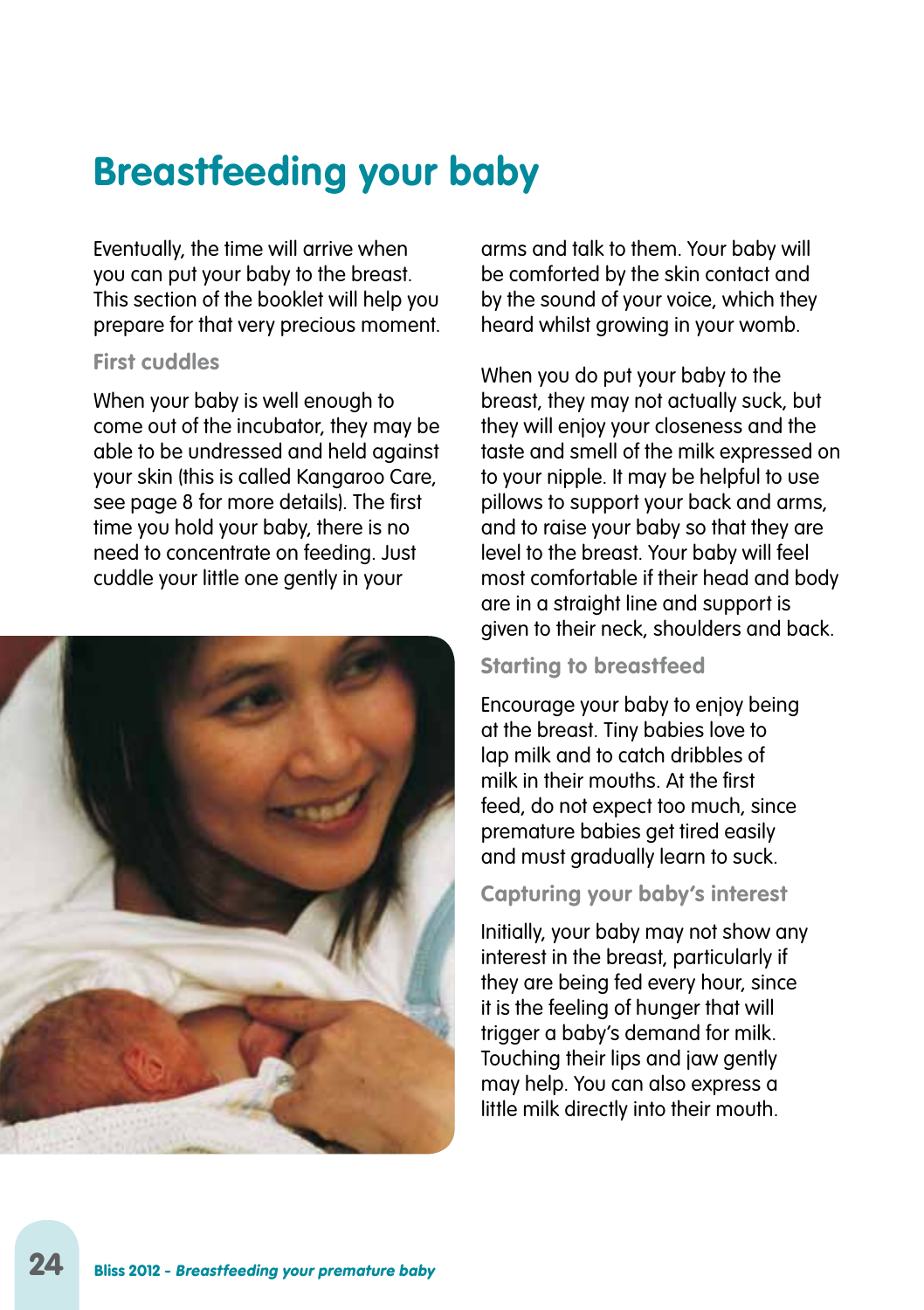# Breastfeeding your baby

Eventually, the time will arrive when you can put your baby to the breast. This section of the booklet will help you prepare for that very precious moment.

### First cuddles

When your baby is well enough to come out of the incubator, they may be able to be undressed and held against your skin (this is called Kangaroo Care, see page 8 for more details). The first time you hold your baby, there is no need to concentrate on feeding. Just cuddle your little one gently in your arms and talk to them. Your baby will be comforted by the skin contact and by the sound of your voice, which they heard whilst growing in your womb.

When you do put your baby to the breast, they may not actually suck, but they will enjoy your closeness and the taste and smell of the milk expressed on to your nipple. It may be helpful to use pillows to support your back and arms, and to raise your baby so that they are level to the breast. Your baby will feel most comfortable if their head and body are in a straight line and support is given to their neck, shoulders and back.

### Starting to breastfeed

Encourage your baby to enjoy being at the breast. Tiny babies love to lap milk and to catch dribbles of milk in their mouths. At the first feed, do not expect too much, since premature babies get tired easily and must gradually learn to suck.

### Capturing your baby's interest

Initially, your baby may not show any interest in the breast, particularly if they are being fed every hour, since it is the feeling of hunger that will trigger a baby's demand for milk. Touching their lips and jaw gently may help. You can also express a little milk directly into their mouth.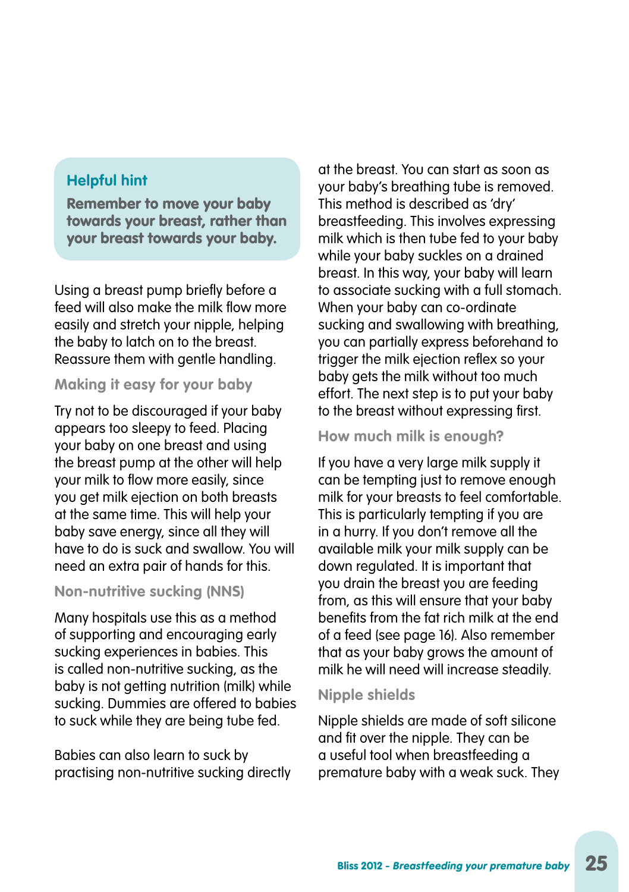**Helpful hint**

**Remember to move your baby towards your breast, rather than your breast towards your baby.**

Using a breast pump briefly before a feed will also make the milk flow more easily and stretch your nipple, helping the baby to latch on to the breast. Reassure them with gentle handling.

### Making it easy for your baby

Try not to be discouraged if your baby appears too sleepy to feed. Placing your baby on one breast and using the breast pump at the other will help your milk to flow more easily, since you get milk ejection on both breasts at the same time. This will help your baby save energy, since all they will have to do is suck and swallow. You will need an extra pair of hands for this.

### Non-nutritive sucking (NNS)

Many hospitals use this as a method of supporting and encouraging early sucking experiences in babies. This is called non-nutritive sucking, as the baby is not getting nutrition (milk) while sucking. Dummies are offered to babies to suck while they are being tube fed.

Babies can also learn to suck by practising non-nutritive sucking directly at the breast. You can start as soon as your baby's breathing tube is removed. This method is described as 'dry' breastfeeding. This involves expressing milk which is then tube fed to your baby while your baby suckles on a drained breast. In this way, your baby will learn to associate sucking with a full stomach. When your baby can co-ordinate sucking and swallowing with breathing, you can partially express beforehand to trigger the milk ejection reflex so your baby gets the milk without too much effort. The next step is to put your baby to the breast without expressing first.

### How much milk is enough?

If you have a very large milk supply it can be tempting just to remove enough milk for your breasts to feel comfortable. This is particularly tempting if you are in a hurry. If you don't remove all the available milk your milk supply can be down regulated. It is important that you drain the breast you are feeding from, as this will ensure that your baby benefits from the fat rich milk at the end of a feed (see page 16). Also remember that as your baby grows the amount of milk he will need will increase steadily.

### Nipple shields

Nipple shields are made of soft silicone and fit over the nipple. They can be a useful tool when breastfeeding a premature baby with a weak suck. They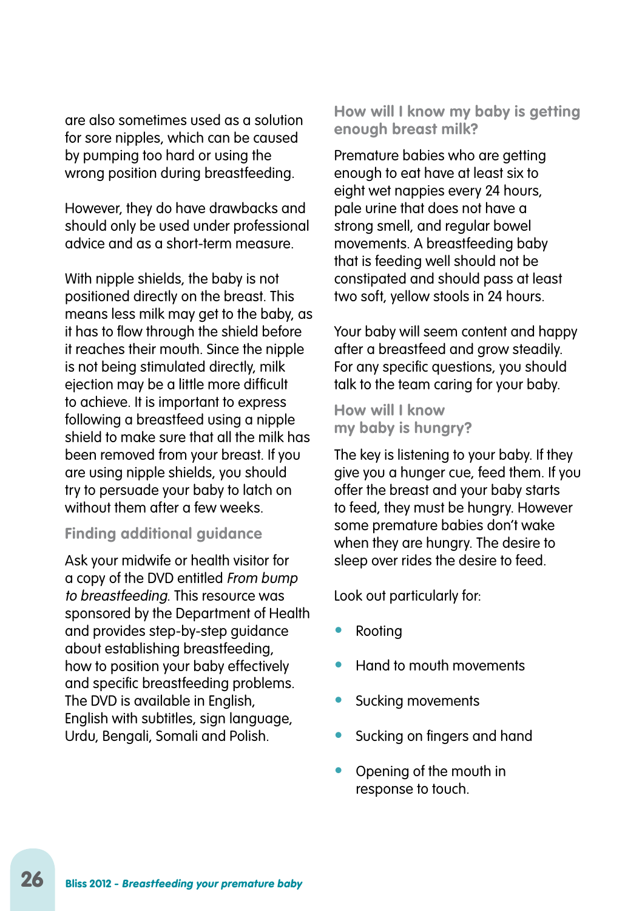are also sometimes used as a solution for sore nipples, which can be caused by pumping too hard or using the wrong position during breastfeeding.

However, they do have drawbacks and should only be used under professional advice and as a short-term measure.

With nipple shields, the baby is not positioned directly on the breast. This means less milk may get to the baby, as it has to flow through the shield before it reaches their mouth. Since the nipple is not being stimulated directly, milk ejection may be a little more difficult to achieve. It is important to express following a breastfeed using a nipple shield to make sure that all the milk has been removed from your breast. If you are using nipple shields, you should try to persuade your baby to latch on without them after a few weeks.

### Finding additional guidance

Ask your midwife or health visitor for a copy of the DVD entitled *From bump to breastfeeding*. This resource was sponsored by the Department of Health and provides step-by-step guidance about establishing breastfeeding, how to position your baby effectively and specific breastfeeding problems. The DVD is available in English, English with subtitles, sign language, Urdu, Bengali, Somali and Polish.

### How will I know my baby is getting enough breast milk?

Premature babies who are getting enough to eat have at least six to eight wet nappies every 24 hours, pale urine that does not have a strong smell, and regular bowel movements. A breastfeeding baby that is feeding well should not be constipated and should pass at least two soft, yellow stools in 24 hours.

Your baby will seem content and happy after a breastfeed and grow steadily. For any specific questions, you should talk to the team caring for your baby.

### How will I know my baby is hungry?

The key is listening to your baby. If they give you a hunger cue, feed them. If you offer the breast and your baby starts to feed, they must be hungry. However some premature babies don't wake when they are hungry. The desire to sleep over rides the desire to feed.

Look out particularly for:

- Rooting
- Hand to mouth movements
- Sucking movements
- Sucking on fingers and hand
- Opening of the mouth in response to touch.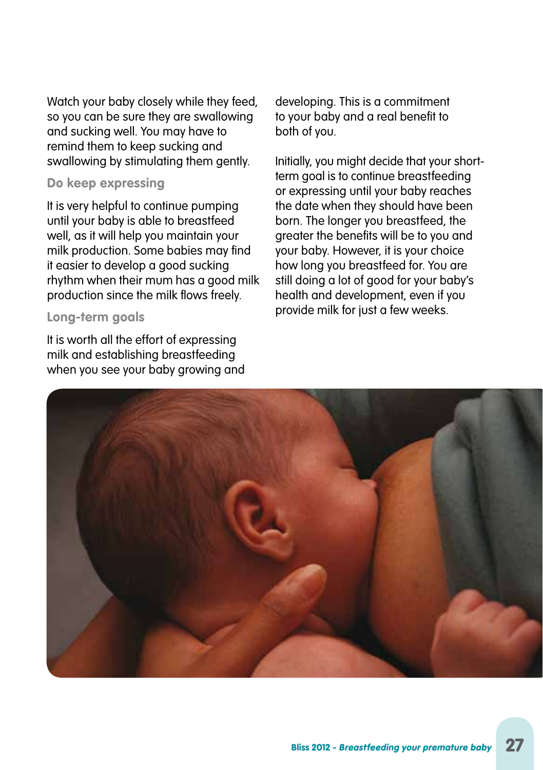Watch your baby closely while they feed, so you can be sure they are swallowing and sucking well. You may have to remind them to keep sucking and swallowing by stimulating them gently.

### Do keep expressing

It is very helpful to continue pumping until your baby is able to breastfeed well, as it will help you maintain your milk production. Some babies may find it easier to develop a good sucking rhythm when their mum has a good milk production since the milk flows freely.

### Long-term goals

It is worth all the effort of expressing milk and establishing breastfeeding when you see your baby growing and developing. This is a commitment to your baby and a real benefit to both of you.

Initially, you might decide that your short-term goal is to continue breastfeeding or expressing until your baby reaches the date when they should have been born. The longer you breastfeed, the greater the benefits will be to you and your baby. However, it is your choice how long you breastfeed for. You are still doing a lot of good for your baby's health and development, even if you provide milk for just a few weeks.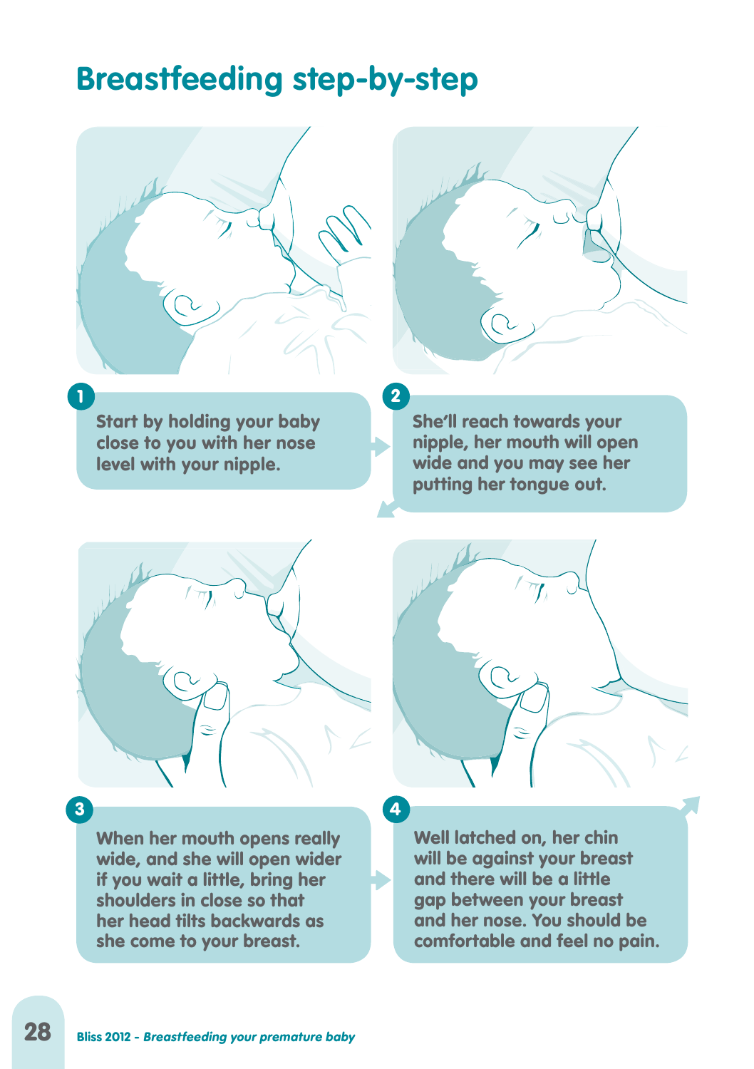# Breastfeeding step-by-step

1. Start by holding your baby close to you with her nose level with your nipple.

2. She'll reach towards your nipple, her mouth will open wide and you may see her putting her tongue out.

3. When her mouth opens really wide, and she will open wider if you wait a little, bring her shoulders in close so that her head tilts backwards as she come to your breast.

4. Well latched on, her chin will be against your breast and there will be a little gap between your breast and her nose. You should be comfortable and feel no pain.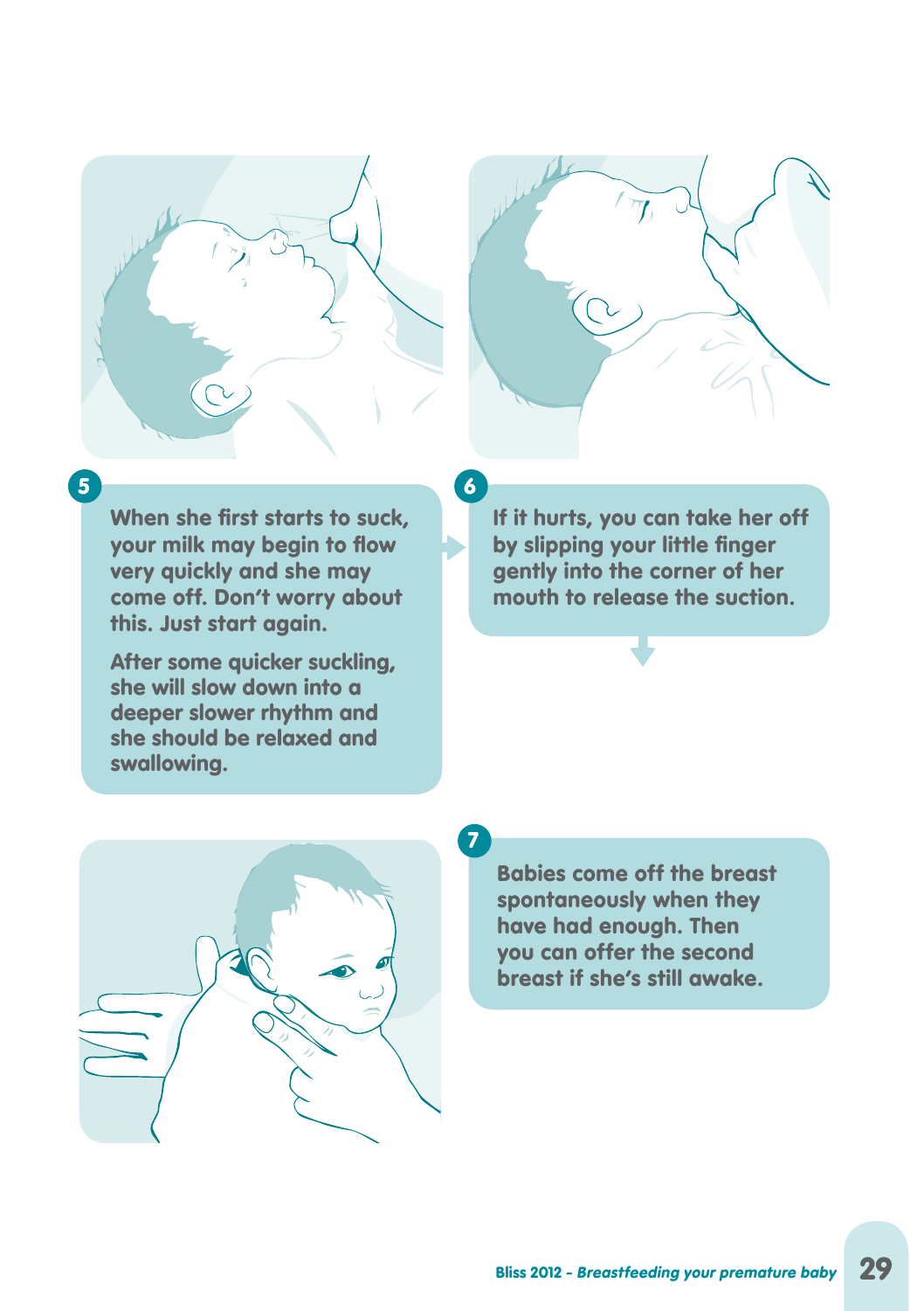**5**

When she first starts to suck, your milk may begin to flow very quickly and she may come off. Don't worry about this. Just start again.

After some quicker suckling, she will slow down into a deeper slower rhythm and she should be relaxed and swallowing.

**6**

If it hurts, you can take her off by slipping your little finger gently into the corner of her mouth to release the suction.

**7**

Babies come off the breast spontaneously when they have had enough. Then you can offer the second breast if she's still awake.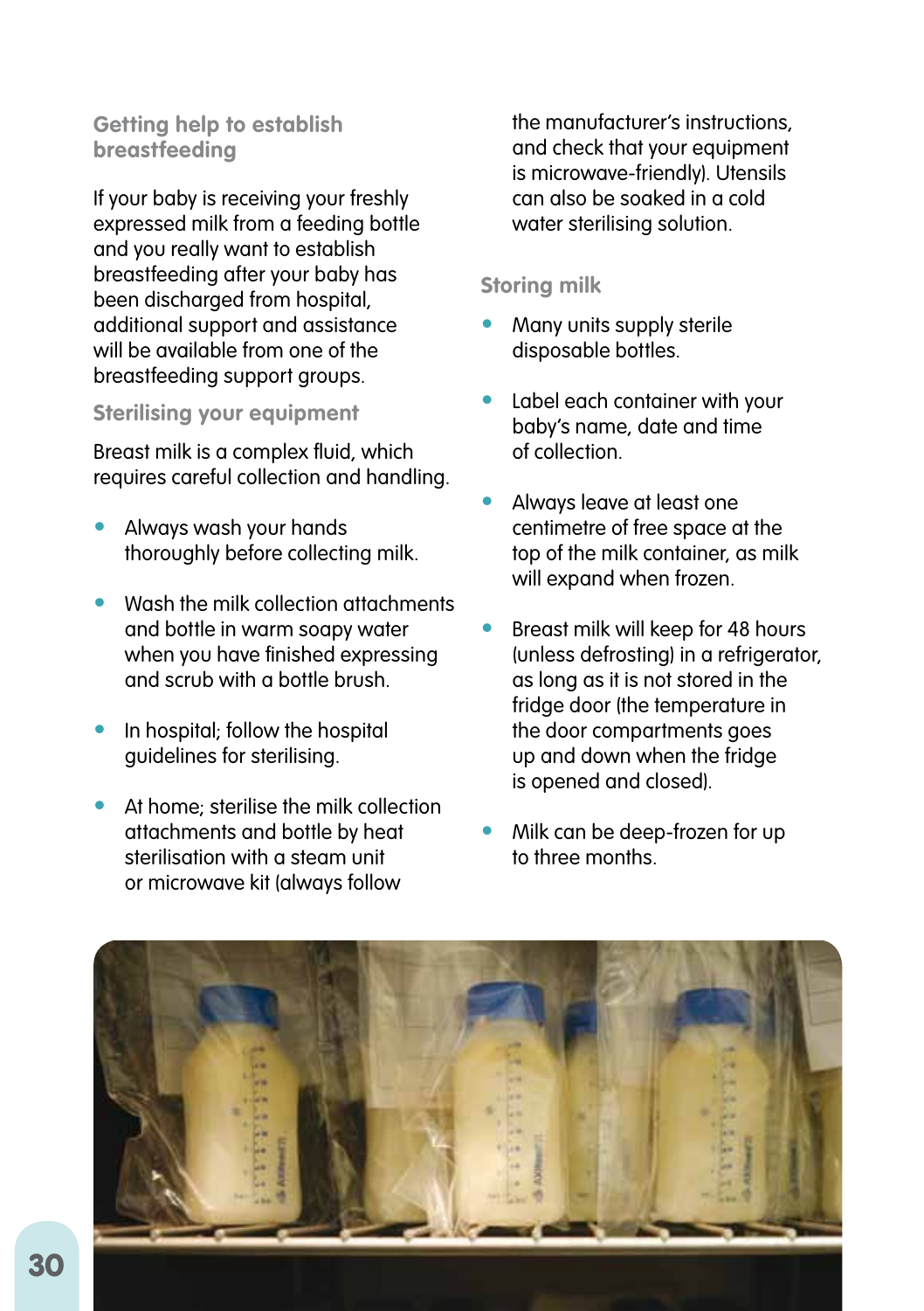### Getting help to establish breastfeeding

If your baby is receiving your freshly expressed milk from a feeding bottle and you really want to establish breastfeeding after your baby has been discharged from hospital, additional support and assistance will be available from one of the breastfeeding support groups.

### Sterilising your equipment

Breast milk is a complex fluid, which requires careful collection and handling.

- Always wash your hands thoroughly before collecting milk.
- Wash the milk collection attachments and bottle in warm soapy water when you have finished expressing and scrub with a bottle brush.
- In hospital; follow the hospital guidelines for sterilising.
- At home; sterilise the milk collection attachments and bottle by heat sterilisation with a steam unit or microwave kit (always follow the manufacturer's instructions, and check that your equipment is microwave-friendly). Utensils can also be soaked in a cold water sterilising solution.

### Storing milk

- Many units supply sterile disposable bottles.
- Label each container with your baby's name, date and time of collection.
- Always leave at least one centimetre of free space at the top of the milk container, as milk will expand when frozen.
- Breast milk will keep for 48 hours (unless defrosting) in a refrigerator, as long as it is not stored in the fridge door (the temperature in the door compartments goes up and down when the fridge is opened and closed).
- Milk can be deep-frozen for up to three months.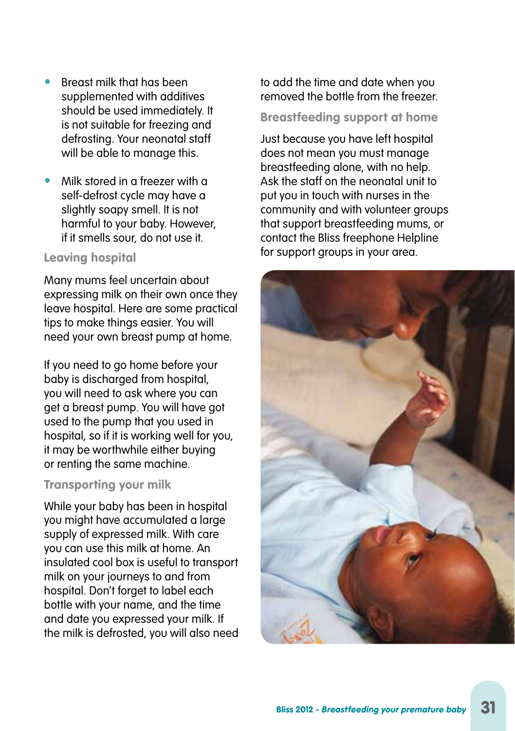- Breast milk that has been supplemented with additives should be used immediately. It is not suitable for freezing and defrosting. Your neonatal staff will be able to manage this.

- Milk stored in a freezer with a self-defrost cycle may have a slightly soapy smell. It is not harmful to your baby. However, if it smells sour, do not use it.

### Leaving hospital

Many mums feel uncertain about expressing milk on their own once they leave hospital. Here are some practical tips to make things easier. You will need your own breast pump at home.

If you need to go home before your baby is discharged from hospital, you will need to ask where you can get a breast pump. You will have got used to the pump that you used in hospital, so if it is working well for you, it may be worthwhile either buying or renting the same machine.

### Transporting your milk

While your baby has been in hospital you might have accumulated a large supply of expressed milk. With care you can use this milk at home. An insulated cool box is useful to transport milk on your journeys to and from hospital. Don't forget to label each bottle with your name, and the time and date you expressed your milk. If the milk is defrosted, you will also need to add the time and date when you removed the bottle from the freezer.

### Breastfeeding support at home

Just because you have left hospital does not mean you must manage breastfeeding alone, with no help. Ask the staff on the neonatal unit to put you in touch with nurses in the community and with volunteer groups that support breastfeeding mums, or contact the Bliss freephone Helpline for support groups in your area.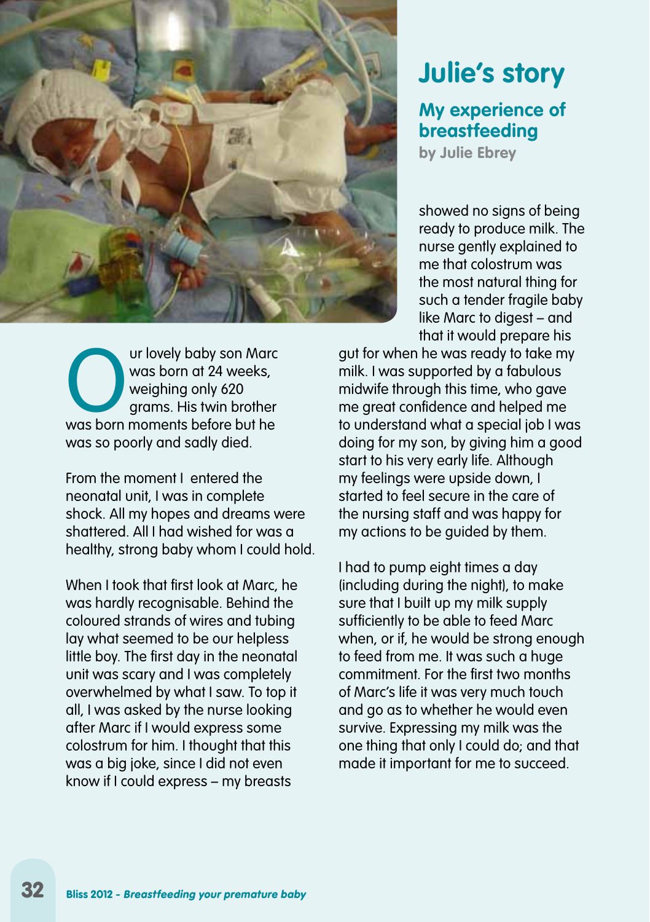# Julie's story

## My experience of breastfeeding

**by Julie Ebrey**

Our lovely baby son Marc was born at 24 weeks, weighing only 620 grams. His twin brother was born moments before but he was so poorly and sadly died.

From the moment I entered the neonatal unit, I was in complete shock. All my hopes and dreams were shattered. All I had wished for was a healthy, strong baby whom I could hold.

When I took that first look at Marc, he was hardly recognisable. Behind the coloured strands of wires and tubing lay what seemed to be our helpless little boy. The first day in the neonatal unit was scary and I was completely overwhelmed by what I saw. To top it all, I was asked by the nurse looking after Marc if I would express some colostrum for him. I thought that this was a big joke, since I did not even know if I could express – my breasts showed no signs of being ready to produce milk. The nurse gently explained to me that colostrum was the most natural thing for such a tender fragile baby like Marc to digest – and that it would prepare his gut for when he was ready to take my milk. I was supported by a fabulous midwife through this time, who gave me great confidence and helped me to understand what a special job I was doing for my son, by giving him a good start to his very early life. Although my feelings were upside down, I started to feel secure in the care of the nursing staff and was happy for my actions to be guided by them.

I had to pump eight times a day (including during the night), to make sure that I built up my milk supply sufficiently to be able to feed Marc when, or if, he would be strong enough to feed from me. It was such a huge commitment. For the first two months of Marc's life it was very much touch and go as to whether he would even survive. Expressing my milk was the one thing that only I could do; and that made it important for me to succeed.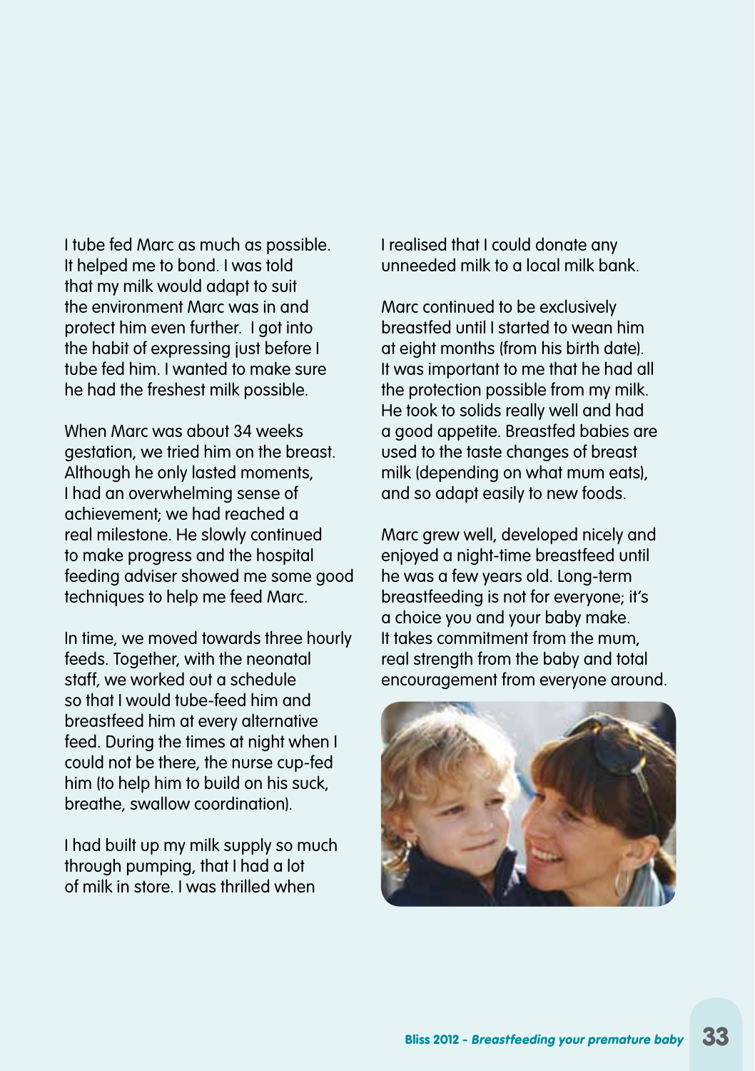I tube fed Marc as much as possible. It helped me to bond. I was told that my milk would adapt to suit the environment Marc was in and protect him even further. I got into the habit of expressing just before I tube fed him. I wanted to make sure he had the freshest milk possible.

When Marc was about 34 weeks gestation, we tried him on the breast. Although he only lasted moments, I had an overwhelming sense of achievement; we had reached a real milestone. He slowly continued to make progress and the hospital feeding adviser showed me some good techniques to help me feed Marc.

In time, we moved towards three hourly feeds. Together, with the neonatal staff, we worked out a schedule so that I would tube-feed him and breastfeed him at every alternative feed. During the times at night when I could not be there, the nurse cup-fed him (to help him to build on his suck, breathe, swallow coordination).

I had built up my milk supply so much through pumping, that I had a lot of milk in store. I was thrilled when I realised that I could donate any unneeded milk to a local milk bank.

Marc continued to be exclusively breastfed until I started to wean him at eight months (from his birth date). It was important to me that he had all the protection possible from my milk. He took to solids really well and had a good appetite. Breastfed babies are used to the taste changes of breast milk (depending on what mum eats), and so adapt easily to new foods.

Marc grew well, developed nicely and enjoyed a night-time breastfeed until he was a few years old. Long-term breastfeeding is not for everyone; it's a choice you and your baby make. It takes commitment from the mum, real strength from the baby and total encouragement from everyone around.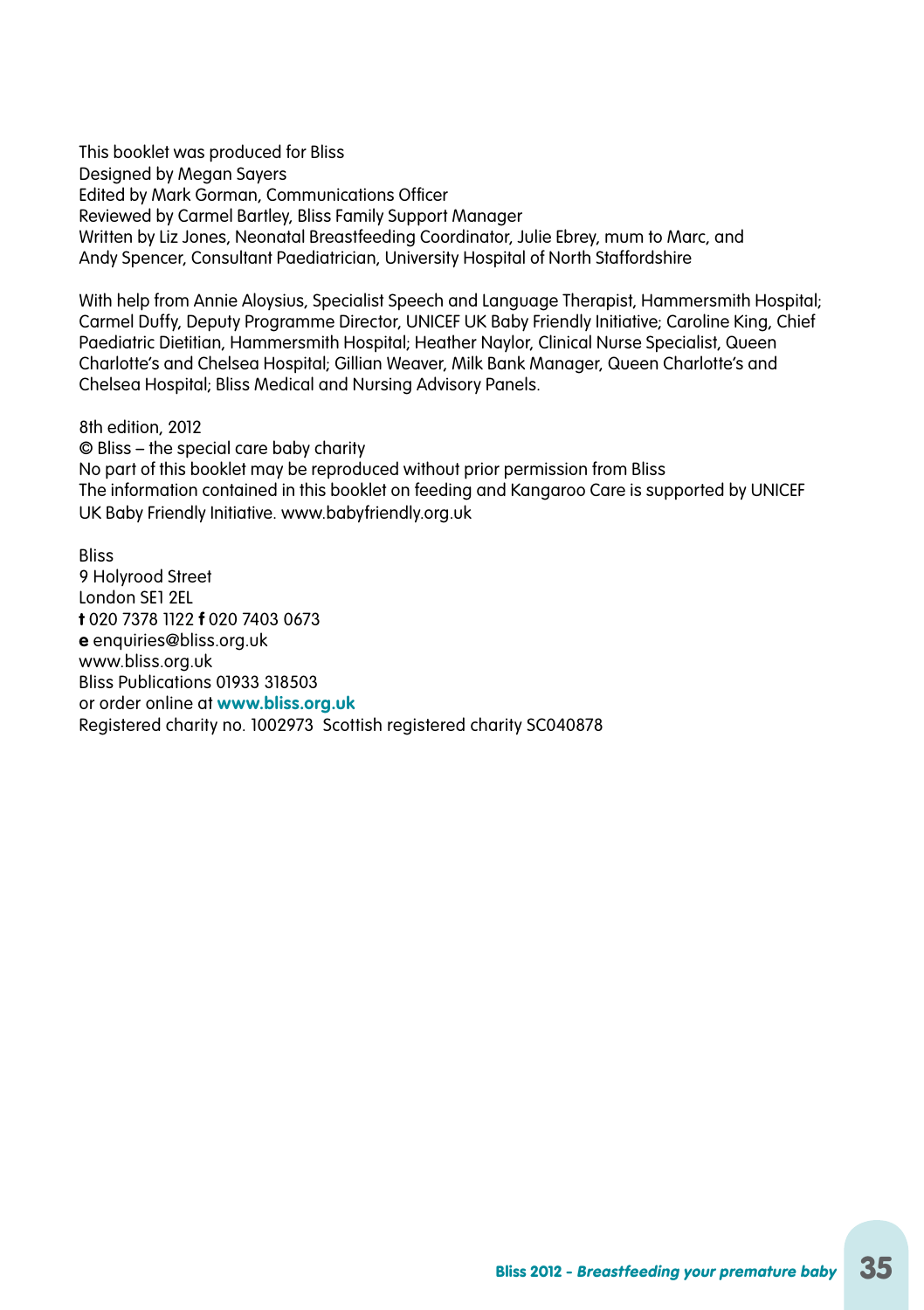This booklet was produced for Bliss
Designed by Megan Sayers
Edited by Mark Gorman, Communications Officer
Reviewed by Carmel Bartley, Bliss Family Support Manager
Written by Liz Jones, Neonatal Breastfeeding Coordinator, Julie Ebrey, mum to Marc, and Andy Spencer, Consultant Paediatrician, University Hospital of North Staffordshire

With help from Annie Aloysius, Specialist Speech and Language Therapist, Hammersmith Hospital; Carmel Duffy, Deputy Programme Director, UNICEF UK Baby Friendly Initiative; Caroline King, Chief Paediatric Dietitian, Hammersmith Hospital; Heather Naylor, Clinical Nurse Specialist, Queen Charlotte's and Chelsea Hospital; Gillian Weaver, Milk Bank Manager, Queen Charlotte's and Chelsea Hospital; Bliss Medical and Nursing Advisory Panels.

8th edition, 2012
© Bliss – the special care baby charity
No part of this booklet may be reproduced without prior permission from Bliss
The information contained in this booklet on feeding and Kangaroo Care is supported by UNICEF UK Baby Friendly Initiative. www.babyfriendly.org.uk

Bliss
9 Holyrood Street
London SE1 2EL
**t** 020 7378 1122 **f** 020 7403 0673
**e** enquiries@bliss.org.uk
www.bliss.org.uk
Bliss Publications 01933 318503
or order online at **www.bliss.org.uk**
Registered charity no. 1002973 Scottish registered charity SC040878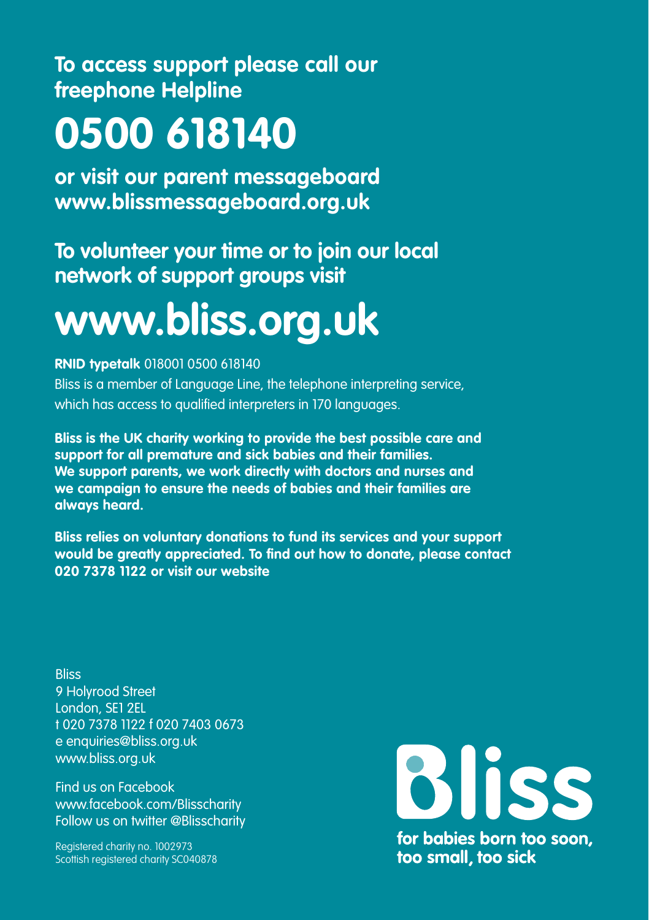**To access support please call our freephone Helpline**

# 0500 618140

**or visit our parent messageboard www.blissmessageboard.org.uk**

**To volunteer your time or to join our local network of support groups visit**

# www.bliss.org.uk

**RNID typetalk** 018001 0500 618140
Bliss is a member of Language Line, the telephone interpreting service, which has access to qualified interpreters in 170 languages.

**Bliss is the UK charity working to provide the best possible care and support for all premature and sick babies and their families. We support parents, we work directly with doctors and nurses and we campaign to ensure the needs of babies and their families are always heard.**

**Bliss relies on voluntary donations to fund its services and your support would be greatly appreciated. To find out how to donate, please contact 020 7378 1122 or visit our website**

Bliss
9 Holyrood Street
London, SE1 2EL
t 020 7378 1122 f 020 7403 0673
e enquiries@bliss.org.uk
www.bliss.org.uk

Find us on Facebook
www.facebook.com/Blisscharity
Follow us on twitter @Blisscharity

Registered charity no. 1002973
Scottish registered charity SC040878

Bliss

**for babies born too soon, too small, too sick**